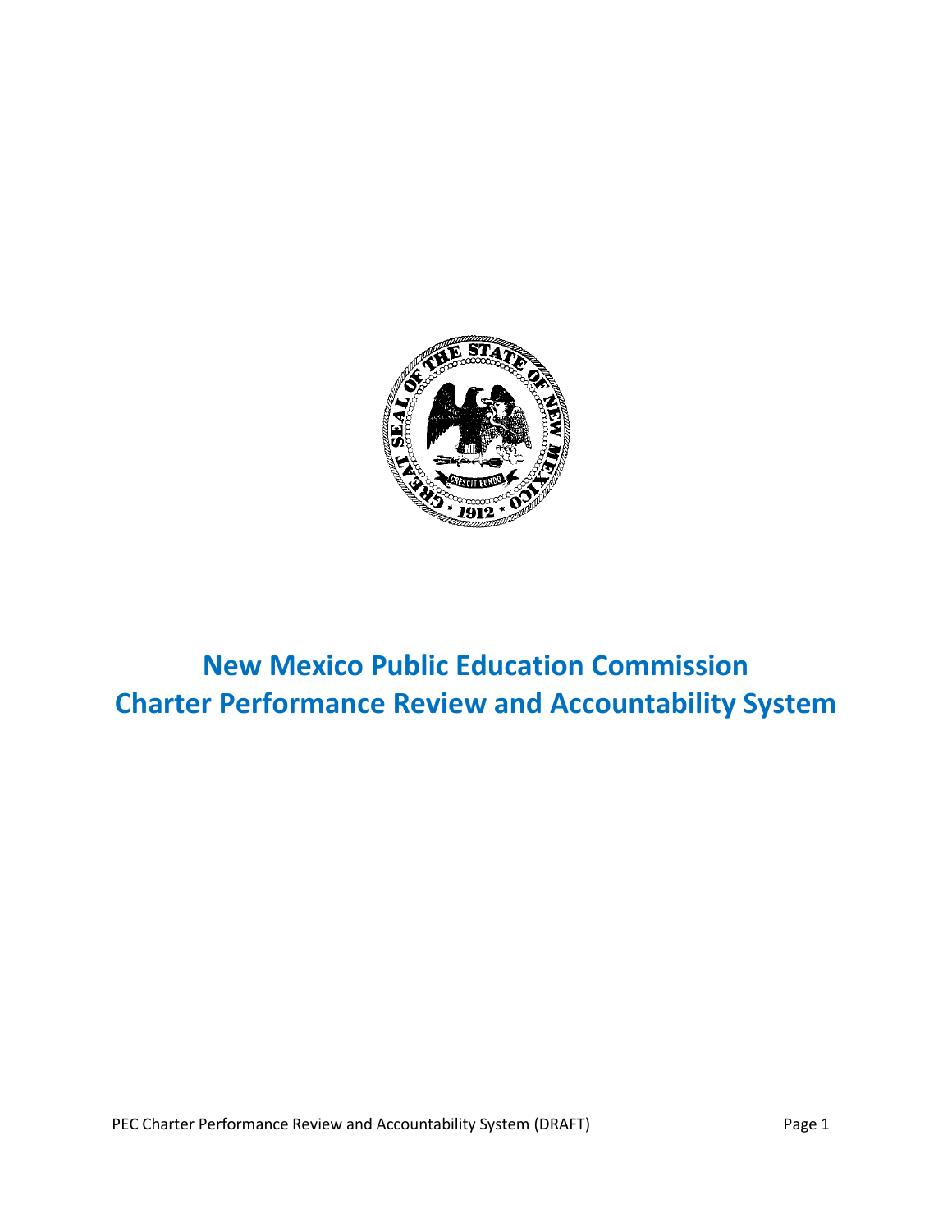# New Mexico Public Education Commission
# Charter Performance Review and Accountability System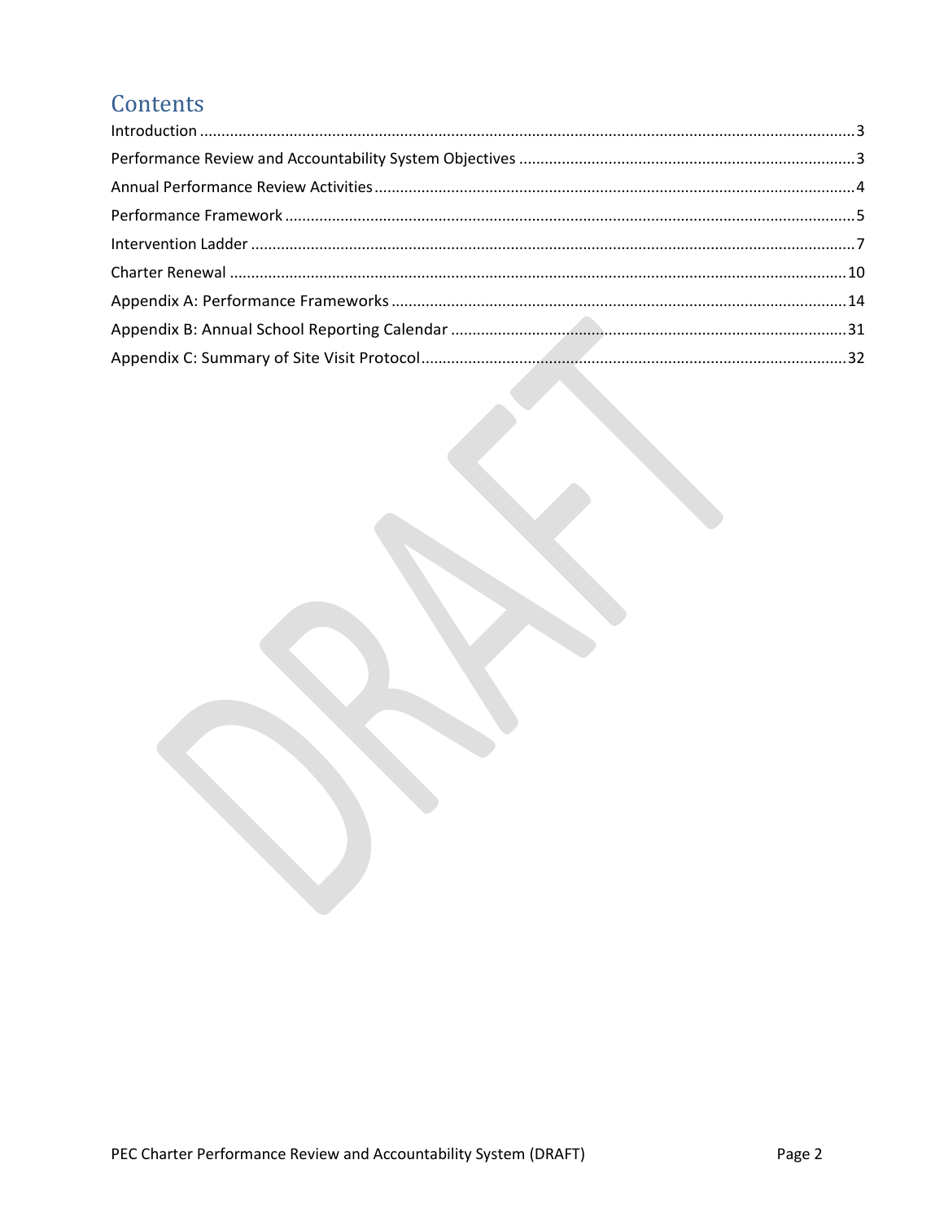# Contents

Introduction ....................................................................................................................................3
Performance Review and Accountability System Objectives ..............................................................3
Annual Performance Review Activities ...............................................................................................4
Performance Framework ...................................................................................................................5
Intervention Ladder ...........................................................................................................................7
Charter Renewal ..............................................................................................................................10
Appendix A: Performance Frameworks ............................................................................................14
Appendix B: Annual School Reporting Calendar ...............................................................................31
Appendix C: Summary of Site Visit Protocol .....................................................................................32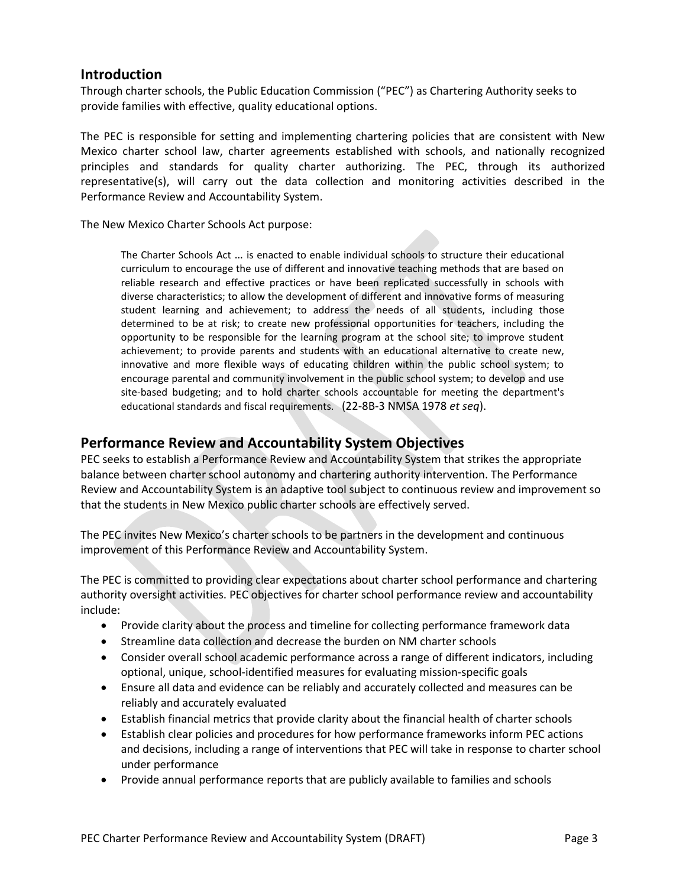## Introduction

Through charter schools, the Public Education Commission ("PEC") as Chartering Authority seeks to provide families with effective, quality educational options.

The PEC is responsible for setting and implementing chartering policies that are consistent with New Mexico charter school law, charter agreements established with schools, and nationally recognized principles and standards for quality charter authorizing. The PEC, through its authorized representative(s), will carry out the data collection and monitoring activities described in the Performance Review and Accountability System.

The New Mexico Charter Schools Act purpose:

> The Charter Schools Act … is enacted to enable individual schools to structure their educational curriculum to encourage the use of different and innovative teaching methods that are based on reliable research and effective practices or have been replicated successfully in schools with diverse characteristics; to allow the development of different and innovative forms of measuring student learning and achievement; to address the needs of all students, including those determined to be at risk; to create new professional opportunities for teachers, including the opportunity to be responsible for the learning program at the school site; to improve student achievement; to provide parents and students with an educational alternative to create new, innovative and more flexible ways of educating children within the public school system; to encourage parental and community involvement in the public school system; to develop and use site-based budgeting; and to hold charter schools accountable for meeting the department's educational standards and fiscal requirements. (22-8B-3 NMSA 1978 *et seq*).

## Performance Review and Accountability System Objectives

PEC seeks to establish a Performance Review and Accountability System that strikes the appropriate balance between charter school autonomy and chartering authority intervention. The Performance Review and Accountability System is an adaptive tool subject to continuous review and improvement so that the students in New Mexico public charter schools are effectively served.

The PEC invites New Mexico's charter schools to be partners in the development and continuous improvement of this Performance Review and Accountability System.

The PEC is committed to providing clear expectations about charter school performance and chartering authority oversight activities. PEC objectives for charter school performance review and accountability include:

- Provide clarity about the process and timeline for collecting performance framework data
- Streamline data collection and decrease the burden on NM charter schools
- Consider overall school academic performance across a range of different indicators, including optional, unique, school-identified measures for evaluating mission-specific goals
- Ensure all data and evidence can be reliably and accurately collected and measures can be reliably and accurately evaluated
- Establish financial metrics that provide clarity about the financial health of charter schools
- Establish clear policies and procedures for how performance frameworks inform PEC actions and decisions, including a range of interventions that PEC will take in response to charter school under performance
- Provide annual performance reports that are publicly available to families and schools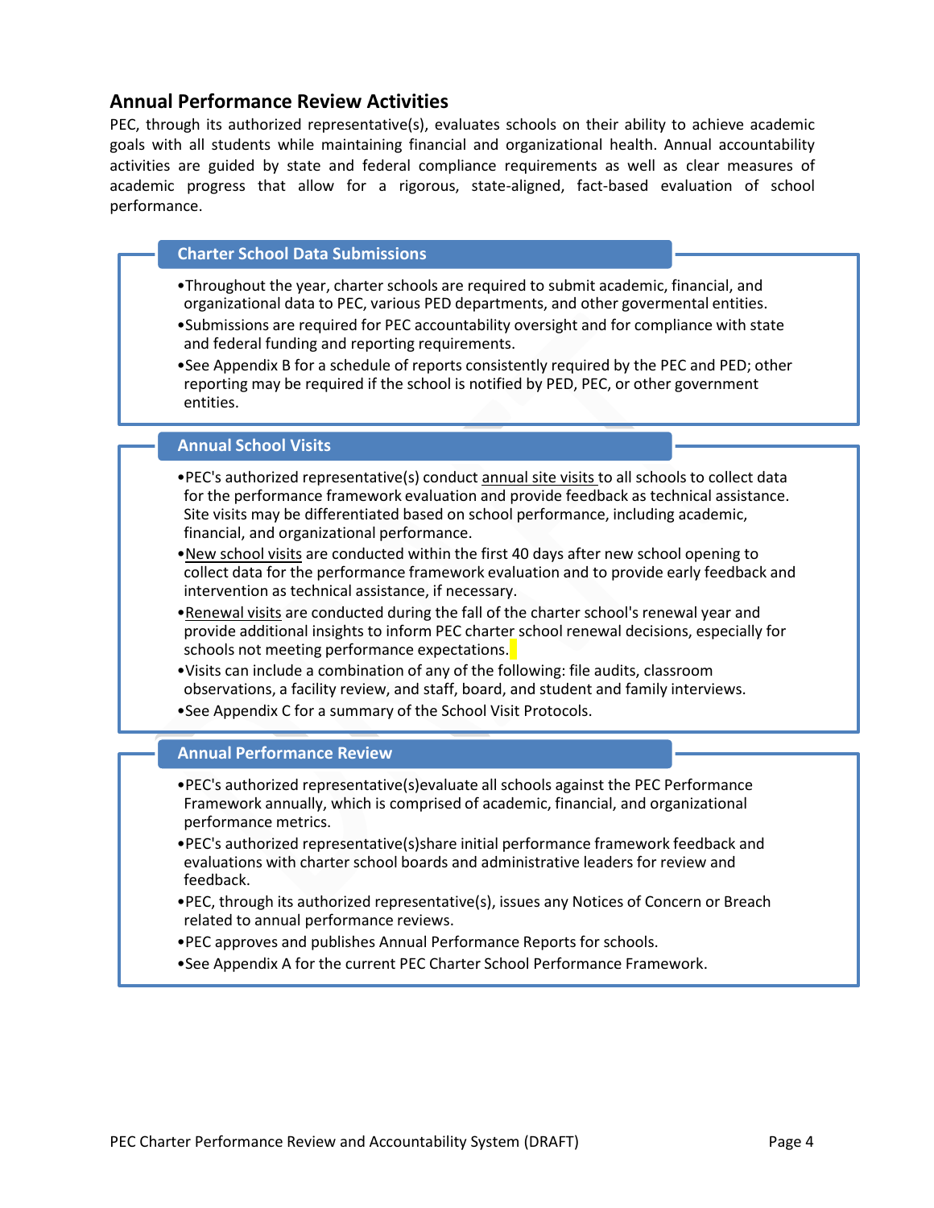## Annual Performance Review Activities

PEC, through its authorized representative(s), evaluates schools on their ability to achieve academic goals with all students while maintaining financial and organizational health. Annual accountability activities are guided by state and federal compliance requirements as well as clear measures of academic progress that allow for a rigorous, state-aligned, fact-based evaluation of school performance.

### Charter School Data Submissions

- Throughout the year, charter schools are required to submit academic, financial, and organizational data to PEC, various PED departments, and other govermental entities.
- Submissions are required for PEC accountability oversight and for compliance with state and federal funding and reporting requirements.
- See Appendix B for a schedule of reports consistently required by the PEC and PED; other reporting may be required if the school is notified by PED, PEC, or other government entities.

### Annual School Visits

- PEC's authorized representative(s) conduct <u>annual site visits</u> to all schools to collect data for the performance framework evaluation and provide feedback as technical assistance. Site visits may be differentiated based on school performance, including academic, financial, and organizational performance.
- <u>New school visits</u> are conducted within the first 40 days after new school opening to collect data for the performance framework evaluation and to provide early feedback and intervention as technical assistance, if necessary.
- <u>Renewal visits</u> are conducted during the fall of the charter school's renewal year and provide additional insights to inform PEC charter school renewal decisions, especially for schools not meeting performance expectations.
- Visits can include a combination of any of the following: file audits, classroom observations, a facility review, and staff, board, and student and family interviews.
- See Appendix C for a summary of the School Visit Protocols.

### Annual Performance Review

- PEC's authorized representative(s)evaluate all schools against the PEC Performance Framework annually, which is comprised of academic, financial, and organizational performance metrics.
- PEC's authorized representative(s)share initial performance framework feedback and evaluations with charter school boards and administrative leaders for review and feedback.
- PEC, through its authorized representative(s), issues any Notices of Concern or Breach related to annual performance reviews.
- PEC approves and publishes Annual Performance Reports for schools.
- See Appendix A for the current PEC Charter School Performance Framework.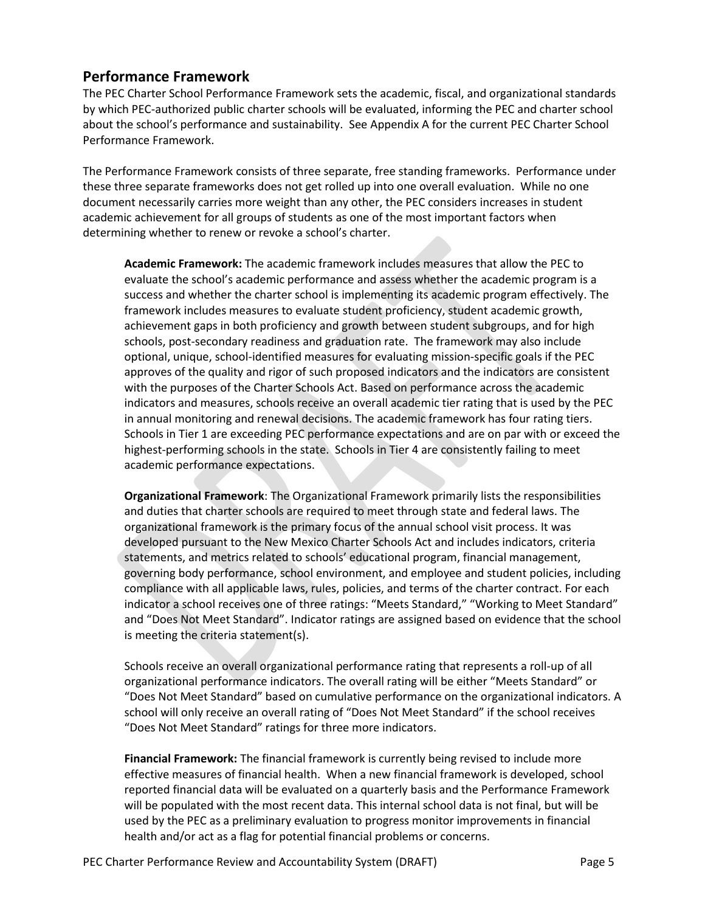## Performance Framework

The PEC Charter School Performance Framework sets the academic, fiscal, and organizational standards by which PEC-authorized public charter schools will be evaluated, informing the PEC and charter school about the school's performance and sustainability. See Appendix A for the current PEC Charter School Performance Framework.

The Performance Framework consists of three separate, free standing frameworks. Performance under these three separate frameworks does not get rolled up into one overall evaluation. While no one document necessarily carries more weight than any other, the PEC considers increases in student academic achievement for all groups of students as one of the most important factors when determining whether to renew or revoke a school's charter.

**Academic Framework:** The academic framework includes measures that allow the PEC to evaluate the school's academic performance and assess whether the academic program is a success and whether the charter school is implementing its academic program effectively. The framework includes measures to evaluate student proficiency, student academic growth, achievement gaps in both proficiency and growth between student subgroups, and for high schools, post-secondary readiness and graduation rate. The framework may also include optional, unique, school-identified measures for evaluating mission-specific goals if the PEC approves of the quality and rigor of such proposed indicators and the indicators are consistent with the purposes of the Charter Schools Act. Based on performance across the academic indicators and measures, schools receive an overall academic tier rating that is used by the PEC in annual monitoring and renewal decisions. The academic framework has four rating tiers. Schools in Tier 1 are exceeding PEC performance expectations and are on par with or exceed the highest-performing schools in the state. Schools in Tier 4 are consistently failing to meet academic performance expectations.

**Organizational Framework**: The Organizational Framework primarily lists the responsibilities and duties that charter schools are required to meet through state and federal laws. The organizational framework is the primary focus of the annual school visit process. It was developed pursuant to the New Mexico Charter Schools Act and includes indicators, criteria statements, and metrics related to schools' educational program, financial management, governing body performance, school environment, and employee and student policies, including compliance with all applicable laws, rules, policies, and terms of the charter contract. For each indicator a school receives one of three ratings: "Meets Standard," "Working to Meet Standard" and "Does Not Meet Standard". Indicator ratings are assigned based on evidence that the school is meeting the criteria statement(s).

Schools receive an overall organizational performance rating that represents a roll-up of all organizational performance indicators. The overall rating will be either "Meets Standard" or "Does Not Meet Standard" based on cumulative performance on the organizational indicators. A school will only receive an overall rating of "Does Not Meet Standard" if the school receives "Does Not Meet Standard" ratings for three more indicators.

**Financial Framework:** The financial framework is currently being revised to include more effective measures of financial health. When a new financial framework is developed, school reported financial data will be evaluated on a quarterly basis and the Performance Framework will be populated with the most recent data. This internal school data is not final, but will be used by the PEC as a preliminary evaluation to progress monitor improvements in financial health and/or act as a flag for potential financial problems or concerns.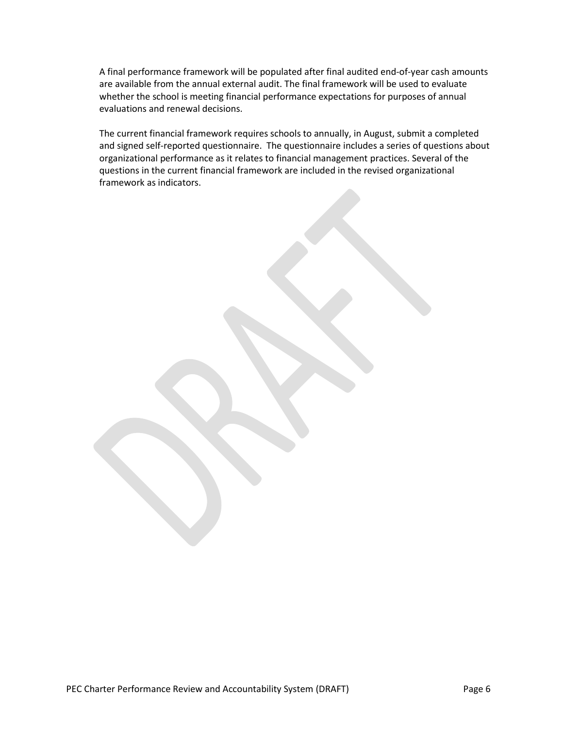A final performance framework will be populated after final audited end-of-year cash amounts are available from the annual external audit. The final framework will be used to evaluate whether the school is meeting financial performance expectations for purposes of annual evaluations and renewal decisions.

The current financial framework requires schools to annually, in August, submit a completed and signed self-reported questionnaire. The questionnaire includes a series of questions about organizational performance as it relates to financial management practices. Several of the questions in the current financial framework are included in the revised organizational framework as indicators.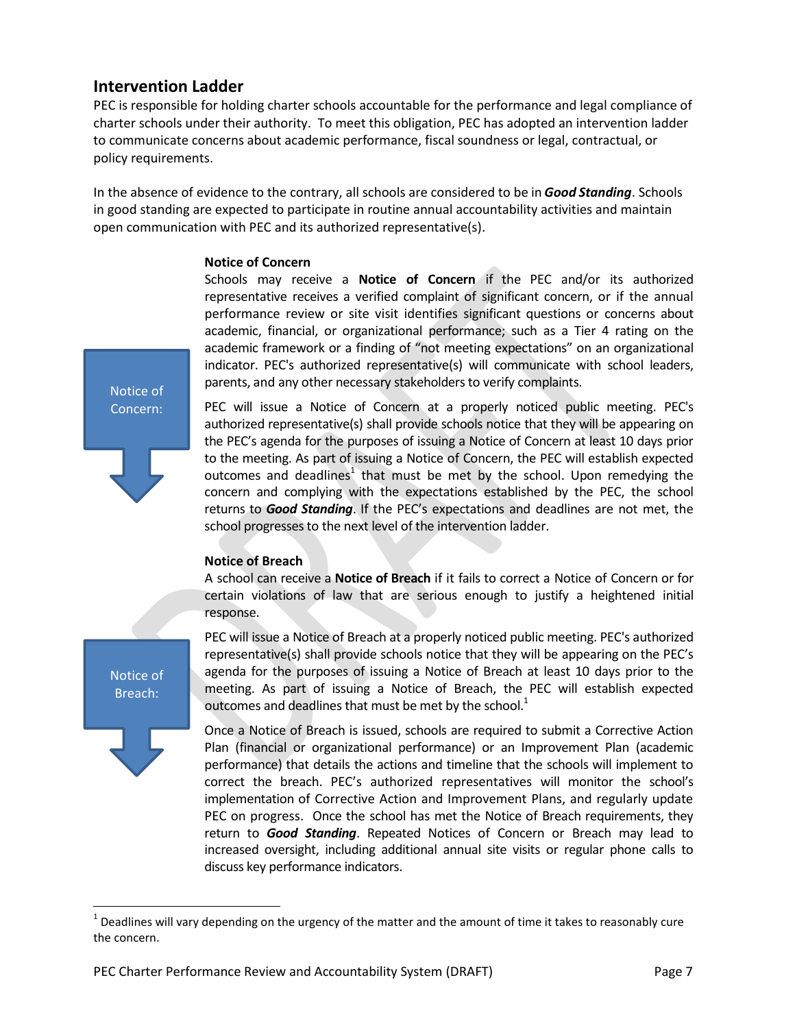## Intervention Ladder

PEC is responsible for holding charter schools accountable for the performance and legal compliance of charter schools under their authority. To meet this obligation, PEC has adopted an intervention ladder to communicate concerns about academic performance, fiscal soundness or legal, contractual, or policy requirements.

In the absence of evidence to the contrary, all schools are considered to be in ***Good Standing***. Schools in good standing are expected to participate in routine annual accountability activities and maintain open communication with PEC and its authorized representative(s).

Notice of Concern:

### Notice of Concern

Schools may receive a **Notice of Concern** if the PEC and/or its authorized representative receives a verified complaint of significant concern, or if the annual performance review or site visit identifies significant questions or concerns about academic, financial, or organizational performance; such as a Tier 4 rating on the academic framework or a finding of "not meeting expectations" on an organizational indicator. PEC's authorized representative(s) will communicate with school leaders, parents, and any other necessary stakeholders to verify complaints.

PEC will issue a Notice of Concern at a properly noticed public meeting. PEC's authorized representative(s) shall provide schools notice that they will be appearing on the PEC's agenda for the purposes of issuing a Notice of Concern at least 10 days prior to the meeting. As part of issuing a Notice of Concern, the PEC will establish expected outcomes and deadlines[1] that must be met by the school. Upon remedying the concern and complying with the expectations established by the PEC, the school returns to ***Good Standing***. If the PEC's expectations and deadlines are not met, the school progresses to the next level of the intervention ladder.

Notice of Breach:

### Notice of Breach

A school can receive a **Notice of Breach** if it fails to correct a Notice of Concern or for certain violations of law that are serious enough to justify a heightened initial response.

PEC will issue a Notice of Breach at a properly noticed public meeting. PEC's authorized representative(s) shall provide schools notice that they will be appearing on the PEC's agenda for the purposes of issuing a Notice of Breach at least 10 days prior to the meeting. As part of issuing a Notice of Breach, the PEC will establish expected outcomes and deadlines that must be met by the school.[1]

Once a Notice of Breach is issued, schools are required to submit a Corrective Action Plan (financial or organizational performance) or an Improvement Plan (academic performance) that details the actions and timeline that the schools will implement to correct the breach. PEC's authorized representatives will monitor the school's implementation of Corrective Action and Improvement Plans, and regularly update PEC on progress. Once the school has met the Notice of Breach requirements, they return to ***Good Standing***. Repeated Notices of Concern or Breach may lead to increased oversight, including additional annual site visits or regular phone calls to discuss key performance indicators.

[1] Deadlines will vary depending on the urgency of the matter and the amount of time it takes to reasonably cure the concern.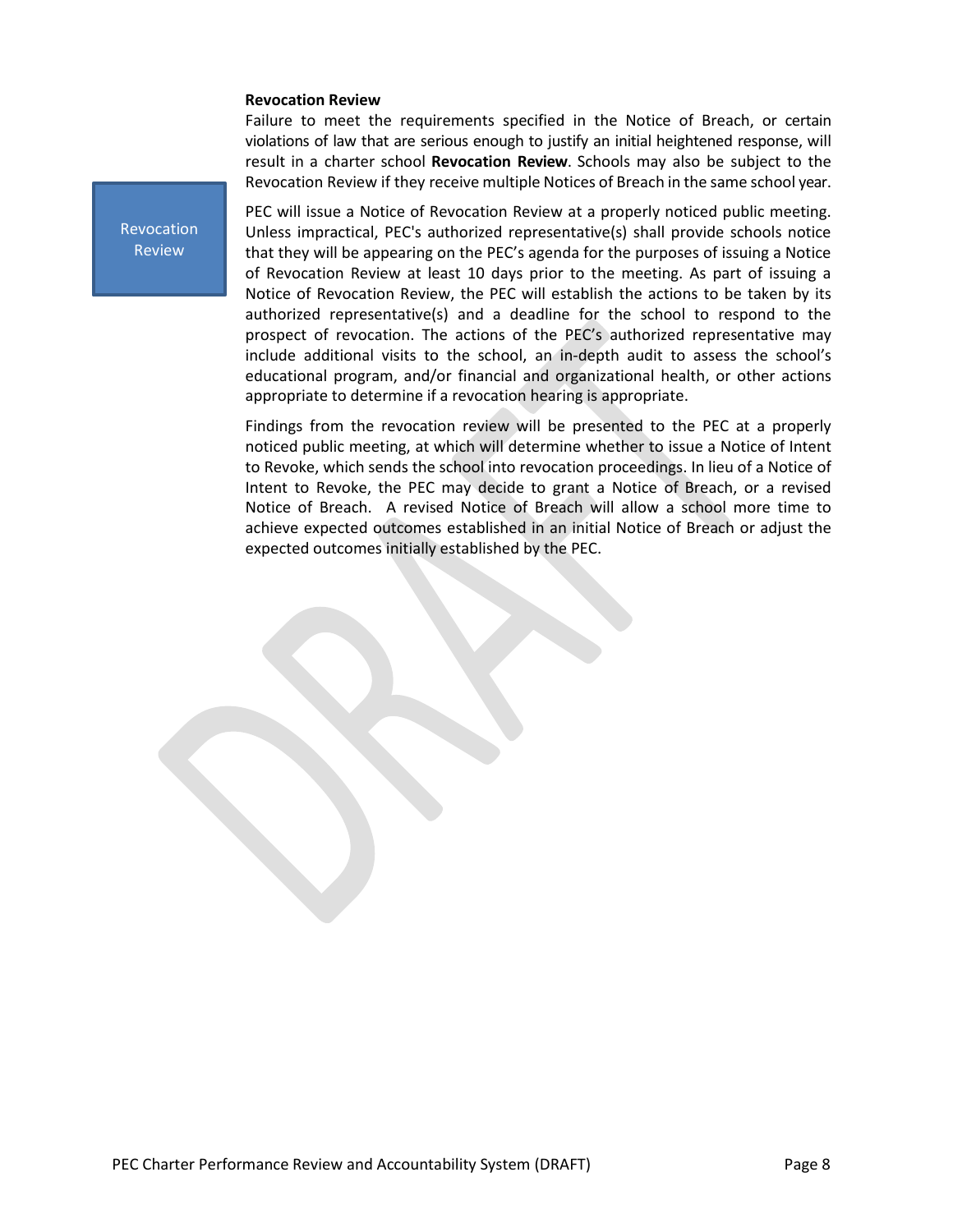**Revocation Review**

Failure to meet the requirements specified in the Notice of Breach, or certain violations of law that are serious enough to justify an initial heightened response, will result in a charter school **Revocation Review**. Schools may also be subject to the Revocation Review if they receive multiple Notices of Breach in the same school year.

Revocation Review

PEC will issue a Notice of Revocation Review at a properly noticed public meeting. Unless impractical, PEC's authorized representative(s) shall provide schools notice that they will be appearing on the PEC's agenda for the purposes of issuing a Notice of Revocation Review at least 10 days prior to the meeting. As part of issuing a Notice of Revocation Review, the PEC will establish the actions to be taken by its authorized representative(s) and a deadline for the school to respond to the prospect of revocation. The actions of the PEC's authorized representative may include additional visits to the school, an in-depth audit to assess the school's educational program, and/or financial and organizational health, or other actions appropriate to determine if a revocation hearing is appropriate.

Findings from the revocation review will be presented to the PEC at a properly noticed public meeting, at which will determine whether to issue a Notice of Intent to Revoke, which sends the school into revocation proceedings. In lieu of a Notice of Intent to Revoke, the PEC may decide to grant a Notice of Breach, or a revised Notice of Breach. A revised Notice of Breach will allow a school more time to achieve expected outcomes established in an initial Notice of Breach or adjust the expected outcomes initially established by the PEC.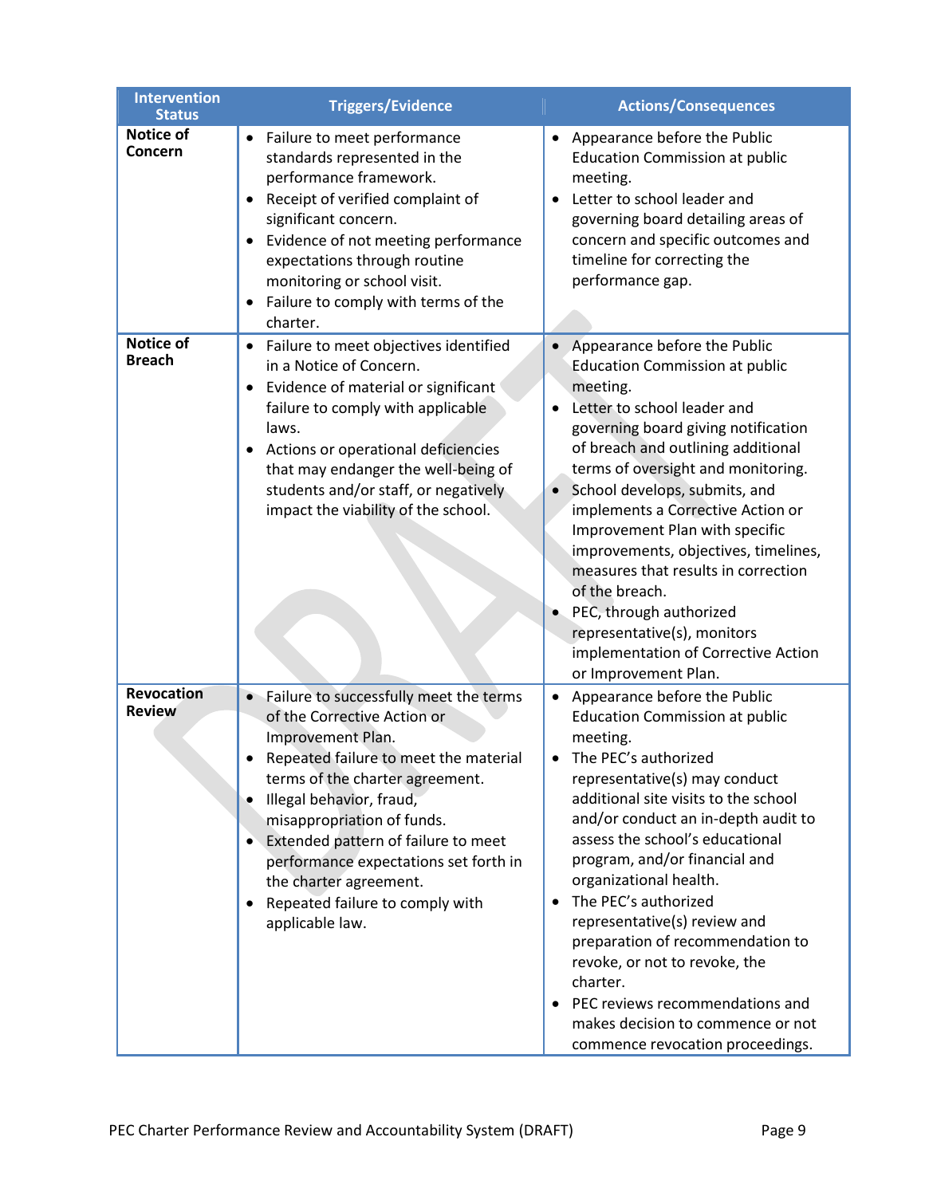| Intervention Status | Triggers/Evidence | Actions/Consequences |
|---|---|---|
| **Notice of Concern** | • Failure to meet performance standards represented in the performance framework.<br>• Receipt of verified complaint of significant concern.<br>• Evidence of not meeting performance expectations through routine monitoring or school visit.<br>• Failure to comply with terms of the charter. | • Appearance before the Public Education Commission at public meeting.<br>• Letter to school leader and governing board detailing areas of concern and specific outcomes and timeline for correcting the performance gap. |
| **Notice of Breach** | • Failure to meet objectives identified in a Notice of Concern.<br>• Evidence of material or significant failure to comply with applicable laws.<br>• Actions or operational deficiencies that may endanger the well-being of students and/or staff, or negatively impact the viability of the school. | • Appearance before the Public Education Commission at public meeting.<br>• Letter to school leader and governing board giving notification of breach and outlining additional terms of oversight and monitoring.<br>• School develops, submits, and implements a Corrective Action or Improvement Plan with specific improvements, objectives, timelines, measures that results in correction of the breach.<br>• PEC, through authorized representative(s), monitors implementation of Corrective Action or Improvement Plan. |
| **Revocation Review** | • Failure to successfully meet the terms of the Corrective Action or Improvement Plan.<br>• Repeated failure to meet the material terms of the charter agreement.<br>• Illegal behavior, fraud, misappropriation of funds.<br>• Extended pattern of failure to meet performance expectations set forth in the charter agreement.<br>• Repeated failure to comply with applicable law. | • Appearance before the Public Education Commission at public meeting.<br>• The PEC's authorized representative(s) may conduct additional site visits to the school and/or conduct an in-depth audit to assess the school's educational program, and/or financial and organizational health.<br>• The PEC's authorized representative(s) review and preparation of recommendation to revoke, or not to revoke, the charter.<br>• PEC reviews recommendations and makes decision to commence or not commence revocation proceedings. |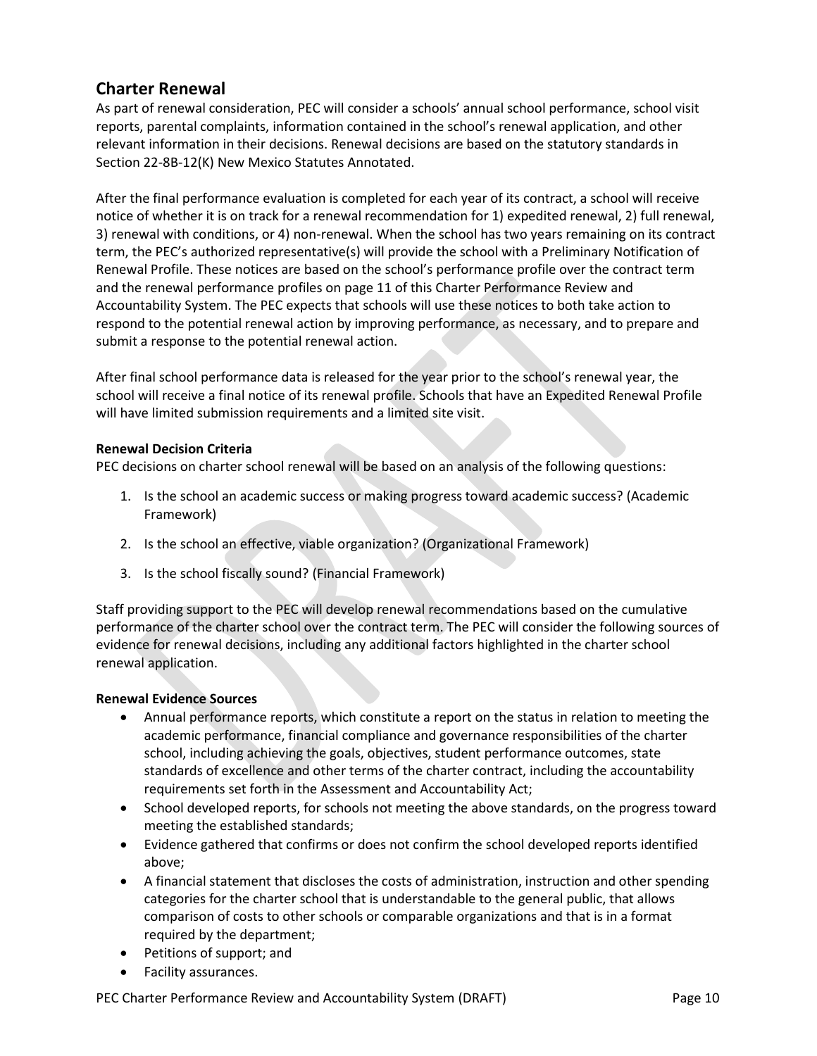## Charter Renewal

As part of renewal consideration, PEC will consider a schools' annual school performance, school visit reports, parental complaints, information contained in the school's renewal application, and other relevant information in their decisions. Renewal decisions are based on the statutory standards in Section 22-8B-12(K) New Mexico Statutes Annotated.

After the final performance evaluation is completed for each year of its contract, a school will receive notice of whether it is on track for a renewal recommendation for 1) expedited renewal, 2) full renewal, 3) renewal with conditions, or 4) non-renewal. When the school has two years remaining on its contract term, the PEC's authorized representative(s) will provide the school with a Preliminary Notification of Renewal Profile. These notices are based on the school's performance profile over the contract term and the renewal performance profiles on page 11 of this Charter Performance Review and Accountability System. The PEC expects that schools will use these notices to both take action to respond to the potential renewal action by improving performance, as necessary, and to prepare and submit a response to the potential renewal action.

After final school performance data is released for the year prior to the school's renewal year, the school will receive a final notice of its renewal profile. Schools that have an Expedited Renewal Profile will have limited submission requirements and a limited site visit.

**Renewal Decision Criteria**

PEC decisions on charter school renewal will be based on an analysis of the following questions:

1. Is the school an academic success or making progress toward academic success? (Academic Framework)
2. Is the school an effective, viable organization? (Organizational Framework)
3. Is the school fiscally sound? (Financial Framework)

Staff providing support to the PEC will develop renewal recommendations based on the cumulative performance of the charter school over the contract term. The PEC will consider the following sources of evidence for renewal decisions, including any additional factors highlighted in the charter school renewal application.

**Renewal Evidence Sources**

- Annual performance reports, which constitute a report on the status in relation to meeting the academic performance, financial compliance and governance responsibilities of the charter school, including achieving the goals, objectives, student performance outcomes, state standards of excellence and other terms of the charter contract, including the accountability requirements set forth in the Assessment and Accountability Act;
- School developed reports, for schools not meeting the above standards, on the progress toward meeting the established standards;
- Evidence gathered that confirms or does not confirm the school developed reports identified above;
- A financial statement that discloses the costs of administration, instruction and other spending categories for the charter school that is understandable to the general public, that allows comparison of costs to other schools or comparable organizations and that is in a format required by the department;
- Petitions of support; and
- Facility assurances.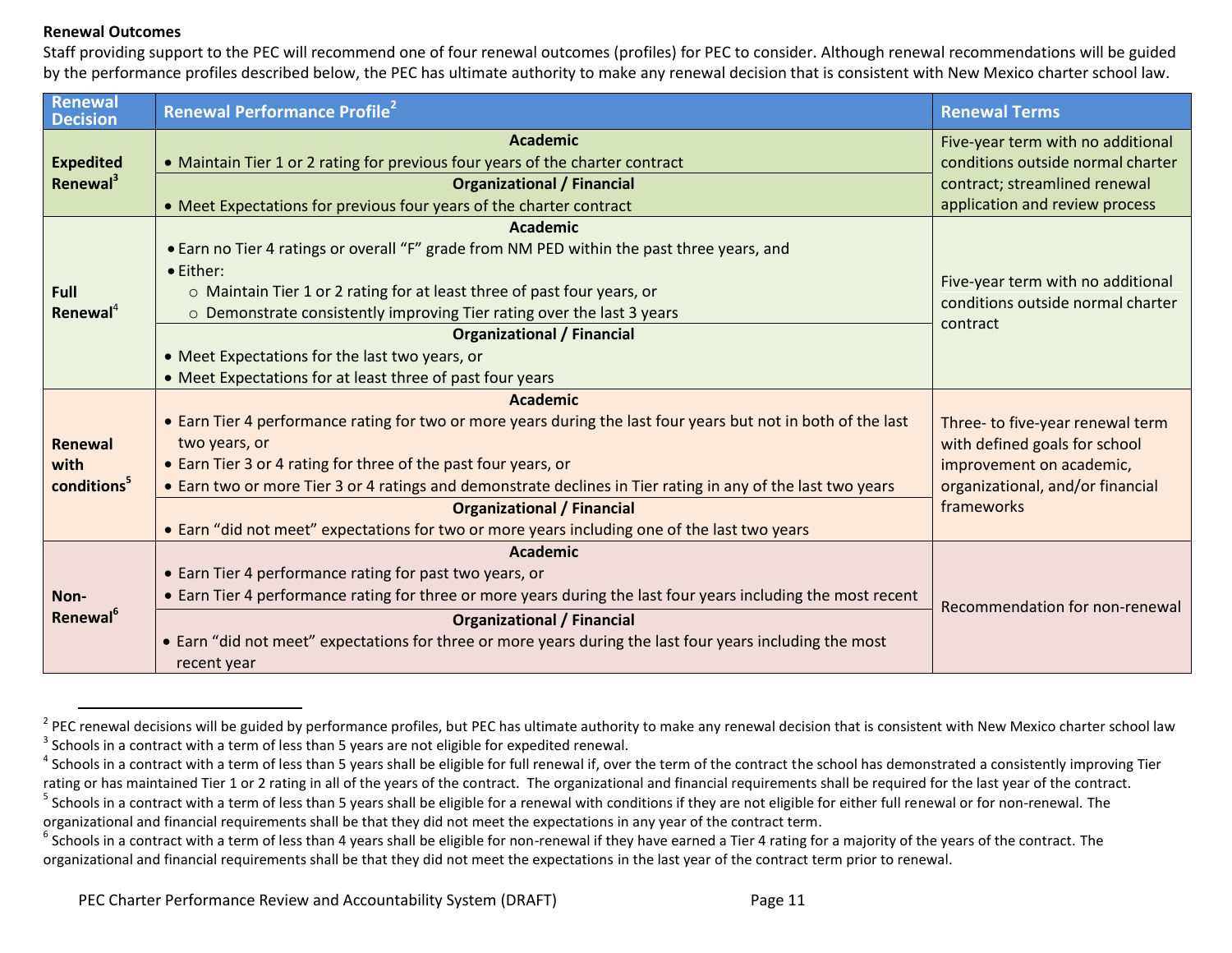**Renewal Outcomes**

Staff providing support to the PEC will recommend one of four renewal outcomes (profiles) for PEC to consider. Although renewal recommendations will be guided by the performance profiles described below, the PEC has ultimate authority to make any renewal decision that is consistent with New Mexico charter school law.

| Renewal Decision | Renewal Performance Profile[2] | Renewal Terms |
|---|---|---|
| **Expedited Renewal**[3] | **Academic**<br>• Maintain Tier 1 or 2 rating for previous four years of the charter contract<br>**Organizational / Financial**<br>• Meet Expectations for previous four years of the charter contract | Five-year term with no additional conditions outside normal charter contract; streamlined renewal application and review process |
| **Full Renewal**[4] | **Academic**<br>• Earn no Tier 4 ratings or overall "F" grade from NM PED within the past three years, and<br>• Either:<br>○ Maintain Tier 1 or 2 rating for at least three of past four years, or<br>○ Demonstrate consistently improving Tier rating over the last 3 years<br>**Organizational / Financial**<br>• Meet Expectations for the last two years, or<br>• Meet Expectations for at least three of past four years | Five-year term with no additional conditions outside normal charter contract |
| **Renewal with conditions**[5] | **Academic**<br>• Earn Tier 4 performance rating for two or more years during the last four years but not in both of the last two years, or<br>• Earn Tier 3 or 4 rating for three of the past four years, or<br>• Earn two or more Tier 3 or 4 ratings and demonstrate declines in Tier rating in any of the last two years<br>**Organizational / Financial**<br>• Earn "did not meet" expectations for two or more years including one of the last two years | Three- to five-year renewal term with defined goals for school improvement on academic, organizational, and/or financial frameworks |
| **Non-Renewal**[6] | **Academic**<br>• Earn Tier 4 performance rating for past two years, or<br>• Earn Tier 4 performance rating for three or more years during the last four years including the most recent<br>**Organizational / Financial**<br>• Earn "did not meet" expectations for three or more years during the last four years including the most recent year | Recommendation for non-renewal |

[2] PEC renewal decisions will be guided by performance profiles, but PEC has ultimate authority to make any renewal decision that is consistent with New Mexico charter school law

[3] Schools in a contract with a term of less than 5 years are not eligible for expedited renewal.

[4] Schools in a contract with a term of less than 5 years shall be eligible for full renewal if, over the term of the contract the school has demonstrated a consistently improving Tier rating or has maintained Tier 1 or 2 rating in all of the years of the contract. The organizational and financial requirements shall be required for the last year of the contract.

[5] Schools in a contract with a term of less than 5 years shall be eligible for a renewal with conditions if they are not eligible for either full renewal or for non-renewal. The organizational and financial requirements shall be that they did not meet the expectations in any year of the contract term.

[6] Schools in a contract with a term of less than 4 years shall be eligible for non-renewal if they have earned a Tier 4 rating for a majority of the years of the contract. The organizational and financial requirements shall be that they did not meet the expectations in the last year of the contract term prior to renewal.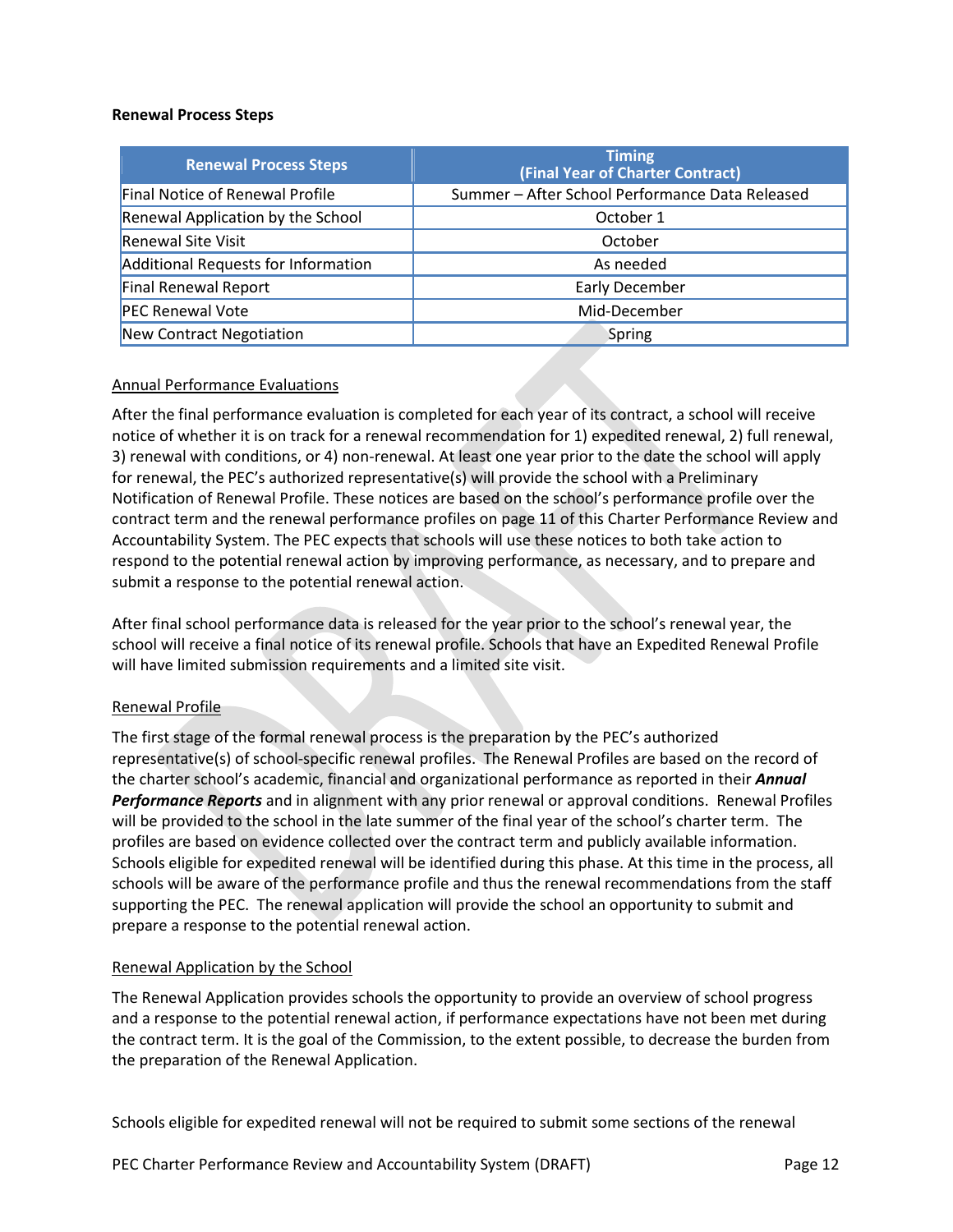**Renewal Process Steps**

| Renewal Process Steps | Timing (Final Year of Charter Contract) |
|---|---|
| Final Notice of Renewal Profile | Summer – After School Performance Data Released |
| Renewal Application by the School | October 1 |
| Renewal Site Visit | October |
| Additional Requests for Information | As needed |
| Final Renewal Report | Early December |
| PEC Renewal Vote | Mid-December |
| New Contract Negotiation | Spring |

<u>Annual Performance Evaluations</u>

After the final performance evaluation is completed for each year of its contract, a school will receive notice of whether it is on track for a renewal recommendation for 1) expedited renewal, 2) full renewal, 3) renewal with conditions, or 4) non-renewal. At least one year prior to the date the school will apply for renewal, the PEC's authorized representative(s) will provide the school with a Preliminary Notification of Renewal Profile. These notices are based on the school's performance profile over the contract term and the renewal performance profiles on page 11 of this Charter Performance Review and Accountability System. The PEC expects that schools will use these notices to both take action to respond to the potential renewal action by improving performance, as necessary, and to prepare and submit a response to the potential renewal action.

After final school performance data is released for the year prior to the school's renewal year, the school will receive a final notice of its renewal profile. Schools that have an Expedited Renewal Profile will have limited submission requirements and a limited site visit.

<u>Renewal Profile</u>

The first stage of the formal renewal process is the preparation by the PEC's authorized representative(s) of school-specific renewal profiles. The Renewal Profiles are based on the record of the charter school's academic, financial and organizational performance as reported in their ***Annual Performance Reports*** and in alignment with any prior renewal or approval conditions. Renewal Profiles will be provided to the school in the late summer of the final year of the school's charter term. The profiles are based on evidence collected over the contract term and publicly available information. Schools eligible for expedited renewal will be identified during this phase. At this time in the process, all schools will be aware of the performance profile and thus the renewal recommendations from the staff supporting the PEC. The renewal application will provide the school an opportunity to submit and prepare a response to the potential renewal action.

<u>Renewal Application by the School</u>

The Renewal Application provides schools the opportunity to provide an overview of school progress and a response to the potential renewal action, if performance expectations have not been met during the contract term. It is the goal of the Commission, to the extent possible, to decrease the burden from the preparation of the Renewal Application.

Schools eligible for expedited renewal will not be required to submit some sections of the renewal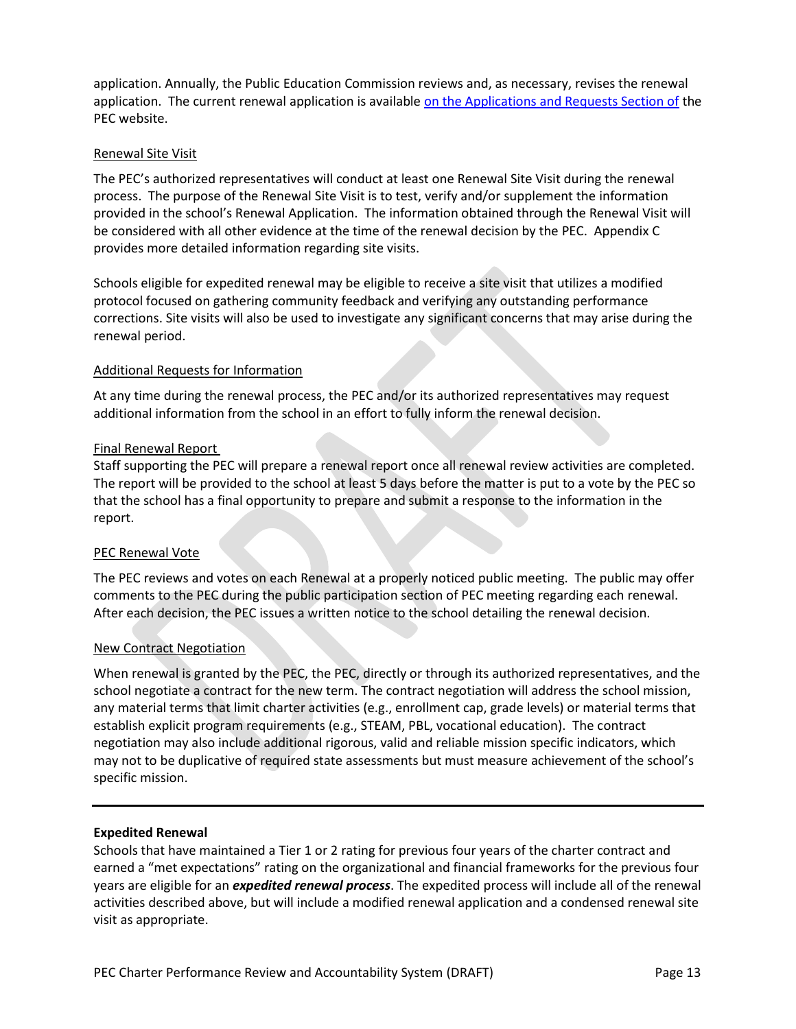application. Annually, the Public Education Commission reviews and, as necessary, revises the renewal application. The current renewal application is available [on the Applications and Requests Section of](#) the PEC website.

<u>Renewal Site Visit</u>

The PEC's authorized representatives will conduct at least one Renewal Site Visit during the renewal process. The purpose of the Renewal Site Visit is to test, verify and/or supplement the information provided in the school's Renewal Application. The information obtained through the Renewal Visit will be considered with all other evidence at the time of the renewal decision by the PEC. Appendix C provides more detailed information regarding site visits.

Schools eligible for expedited renewal may be eligible to receive a site visit that utilizes a modified protocol focused on gathering community feedback and verifying any outstanding performance corrections. Site visits will also be used to investigate any significant concerns that may arise during the renewal period.

<u>Additional Requests for Information</u>

At any time during the renewal process, the PEC and/or its authorized representatives may request additional information from the school in an effort to fully inform the renewal decision.

<u>Final Renewal Report</u>

Staff supporting the PEC will prepare a renewal report once all renewal review activities are completed. The report will be provided to the school at least 5 days before the matter is put to a vote by the PEC so that the school has a final opportunity to prepare and submit a response to the information in the report.

<u>PEC Renewal Vote</u>

The PEC reviews and votes on each Renewal at a properly noticed public meeting. The public may offer comments to the PEC during the public participation section of PEC meeting regarding each renewal. After each decision, the PEC issues a written notice to the school detailing the renewal decision.

<u>New Contract Negotiation</u>

When renewal is granted by the PEC, the PEC, directly or through its authorized representatives, and the school negotiate a contract for the new term. The contract negotiation will address the school mission, any material terms that limit charter activities (e.g., enrollment cap, grade levels) or material terms that establish explicit program requirements (e.g., STEAM, PBL, vocational education). The contract negotiation may also include additional rigorous, valid and reliable mission specific indicators, which may not to be duplicative of required state assessments but must measure achievement of the school's specific mission.

---

**Expedited Renewal**

Schools that have maintained a Tier 1 or 2 rating for previous four years of the charter contract and earned a "met expectations" rating on the organizational and financial frameworks for the previous four years are eligible for an ***expedited renewal process***. The expedited process will include all of the renewal activities described above, but will include a modified renewal application and a condensed renewal site visit as appropriate.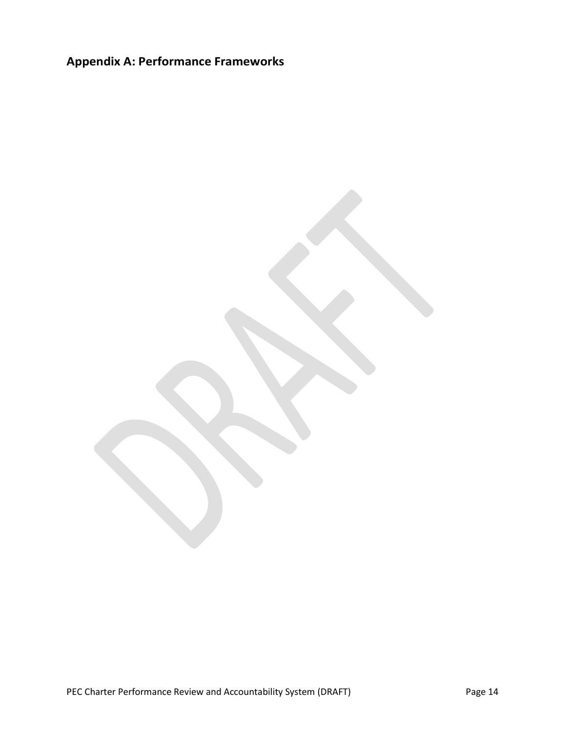## Appendix A: Performance Frameworks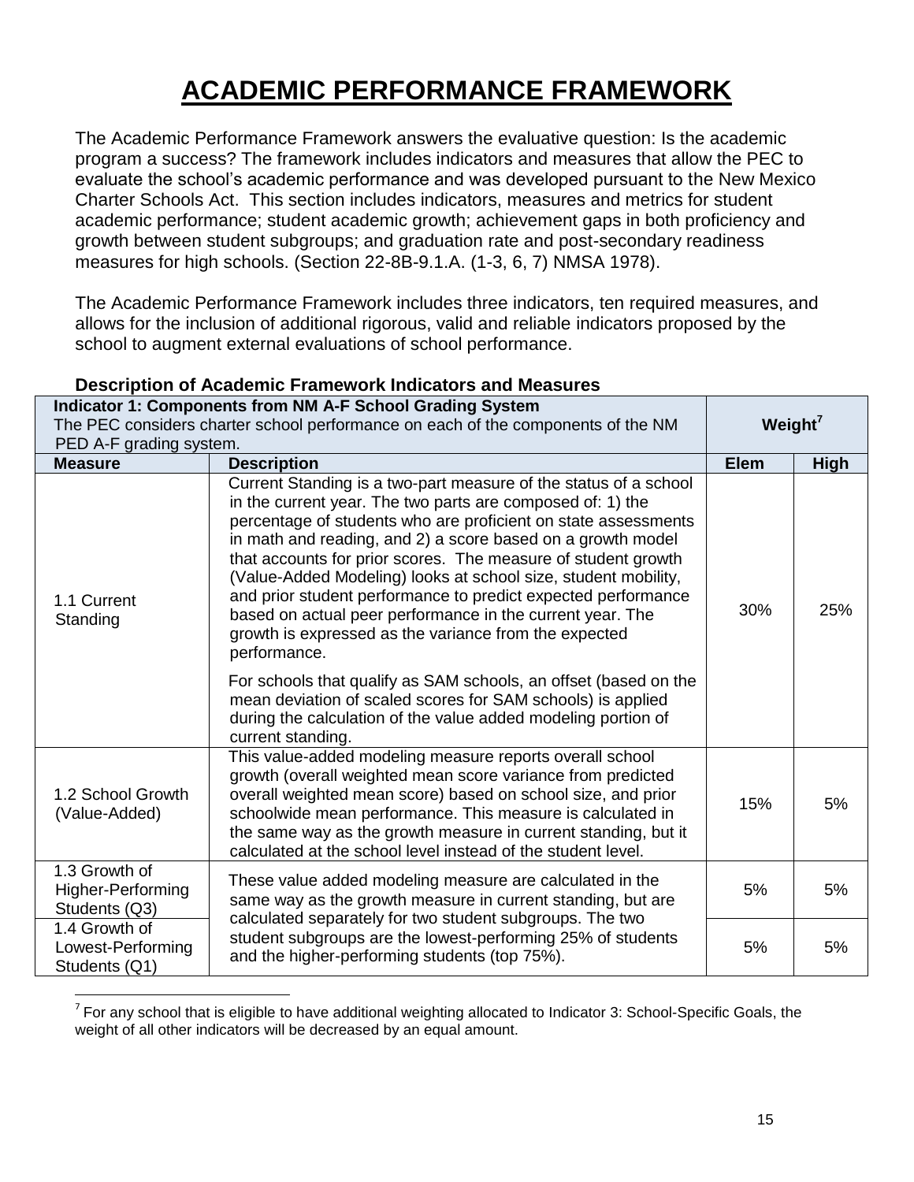# ACADEMIC PERFORMANCE FRAMEWORK

The Academic Performance Framework answers the evaluative question: Is the academic program a success? The framework includes indicators and measures that allow the PEC to evaluate the school's academic performance and was developed pursuant to the New Mexico Charter Schools Act. This section includes indicators, measures and metrics for student academic performance; student academic growth; achievement gaps in both proficiency and growth between student subgroups; and graduation rate and post-secondary readiness measures for high schools. (Section 22-8B-9.1.A. (1-3, 6, 7) NMSA 1978).

The Academic Performance Framework includes three indicators, ten required measures, and allows for the inclusion of additional rigorous, valid and reliable indicators proposed by the school to augment external evaluations of school performance.

**Description of Academic Framework Indicators and Measures**

| **Indicator 1: Components from NM A-F School Grading System** The PEC considers charter school performance on each of the components of the NM PED A-F grading system. | | **Weight**[7] | |
|---|---|---|---|
| **Measure** | **Description** | **Elem** | **High** |
| 1.1 Current Standing | Current Standing is a two-part measure of the status of a school in the current year. The two parts are composed of: 1) the percentage of students who are proficient on state assessments in math and reading, and 2) a score based on a growth model that accounts for prior scores. The measure of student growth (Value-Added Modeling) looks at school size, student mobility, and prior student performance to predict expected performance based on actual peer performance in the current year. The growth is expressed as the variance from the expected performance.<br><br>For schools that qualify as SAM schools, an offset (based on the mean deviation of scaled scores for SAM schools) is applied during the calculation of the value added modeling portion of current standing. | 30% | 25% |
| 1.2 School Growth (Value-Added) | This value-added modeling measure reports overall school growth (overall weighted mean score variance from predicted overall weighted mean score) based on school size, and prior schoolwide mean performance. This measure is calculated in the same way as the growth measure in current standing, but it calculated at the school level instead of the student level. | 15% | 5% |
| 1.3 Growth of Higher-Performing Students (Q3) | These value added modeling measure are calculated in the same way as the growth measure in current standing, but are calculated separately for two student subgroups. The two student subgroups are the lowest-performing 25% of students and the higher-performing students (top 75%). | 5% | 5% |
| 1.4 Growth of Lowest-Performing Students (Q1) | | 5% | 5% |

[7] For any school that is eligible to have additional weighting allocated to Indicator 3: School-Specific Goals, the weight of all other indicators will be decreased by an equal amount.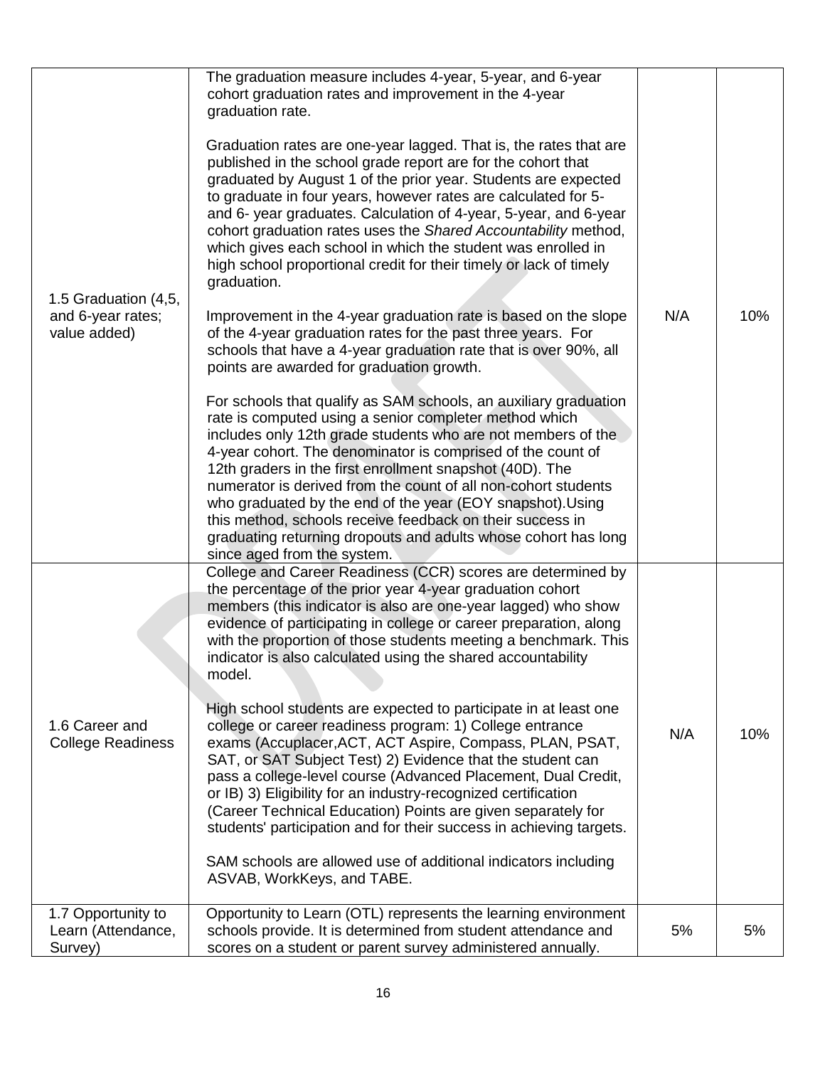| | | | |
|---|---|---|---|
| 1.5 Graduation (4,5, and 6-year rates; value added) | The graduation measure includes 4-year, 5-year, and 6-year cohort graduation rates and improvement in the 4-year graduation rate.<br><br>Graduation rates are one-year lagged. That is, the rates that are published in the school grade report are for the cohort that graduated by August 1 of the prior year. Students are expected to graduate in four years, however rates are calculated for 5- and 6- year graduates. Calculation of 4-year, 5-year, and 6-year cohort graduation rates uses the *Shared Accountability* method, which gives each school in which the student was enrolled in high school proportional credit for their timely or lack of timely graduation.<br><br>Improvement in the 4-year graduation rate is based on the slope of the 4-year graduation rates for the past three years. For schools that have a 4-year graduation rate that is over 90%, all points are awarded for graduation growth.<br><br>For schools that qualify as SAM schools, an auxiliary graduation rate is computed using a senior completer method which includes only 12th grade students who are not members of the 4-year cohort. The denominator is comprised of the count of 12th graders in the first enrollment snapshot (40D). The numerator is derived from the count of all non-cohort students who graduated by the end of the year (EOY snapshot).Using this method, schools receive feedback on their success in graduating returning dropouts and adults whose cohort has long since aged from the system. | N/A | 10% |
| 1.6 Career and College Readiness | College and Career Readiness (CCR) scores are determined by the percentage of the prior year 4-year graduation cohort members (this indicator is also are one-year lagged) who show evidence of participating in college or career preparation, along with the proportion of those students meeting a benchmark. This indicator is also calculated using the shared accountability model.<br><br>High school students are expected to participate in at least one college or career readiness program: 1) College entrance exams (Accuplacer,ACT, ACT Aspire, Compass, PLAN, PSAT, SAT, or SAT Subject Test) 2) Evidence that the student can pass a college-level course (Advanced Placement, Dual Credit, or IB) 3) Eligibility for an industry-recognized certification (Career Technical Education) Points are given separately for students' participation and for their success in achieving targets.<br><br>SAM schools are allowed use of additional indicators including ASVAB, WorkKeys, and TABE. | N/A | 10% |
| 1.7 Opportunity to Learn (Attendance, Survey) | Opportunity to Learn (OTL) represents the learning environment schools provide. It is determined from student attendance and scores on a student or parent survey administered annually. | 5% | 5% |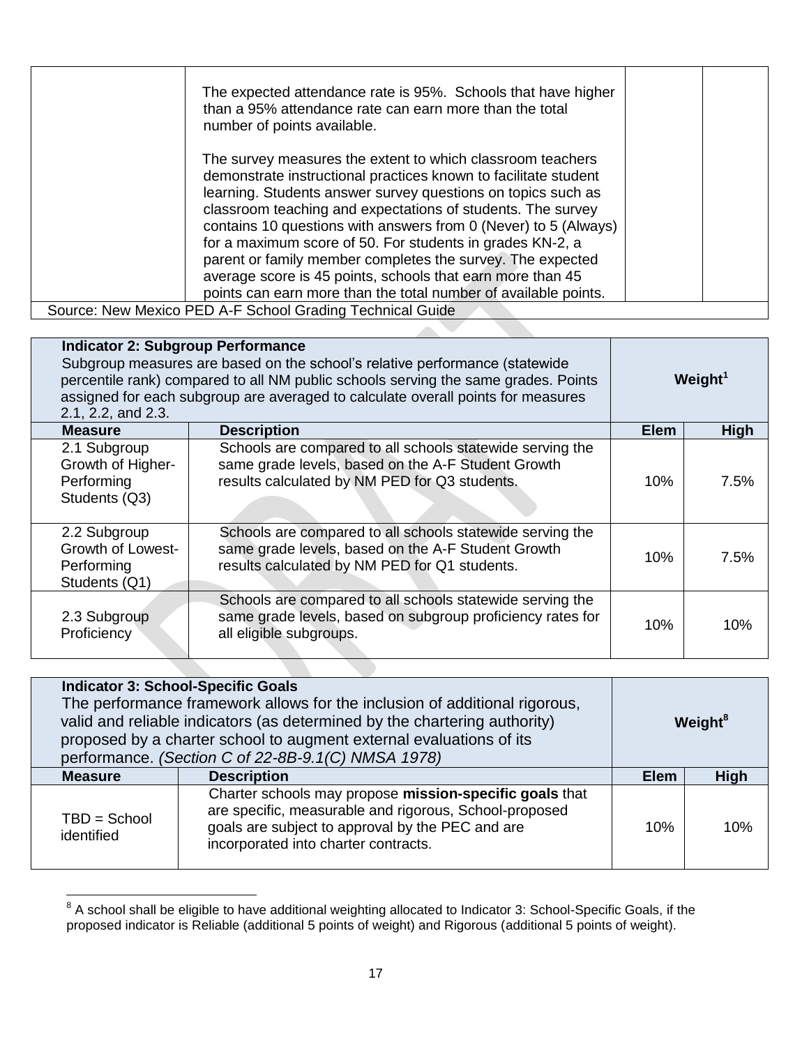| | | | |
|---|---|---|---|
| | The expected attendance rate is 95%. Schools that have higher than a 95% attendance rate can earn more than the total number of points available.<br><br>The survey measures the extent to which classroom teachers demonstrate instructional practices known to facilitate student learning. Students answer survey questions on topics such as classroom teaching and expectations of students. The survey contains 10 questions with answers from 0 (Never) to 5 (Always) for a maximum score of 50. For students in grades KN-2, a parent or family member completes the survey. The expected average score is 45 points, schools that earn more than 45 points can earn more than the total number of available points. | | |

Source: New Mexico PED A-F School Grading Technical Guide

| **Indicator 2: Subgroup Performance**<br>Subgroup measures are based on the school's relative performance (statewide percentile rank) compared to all NM public schools serving the same grades. Points assigned for each subgroup are averaged to calculate overall points for measures 2.1, 2.2, and 2.3. | | **Weight[1]** | |
|---|---|---|---|
| **Measure** | **Description** | **Elem** | **High** |
| 2.1 Subgroup Growth of Higher-Performing Students (Q3) | Schools are compared to all schools statewide serving the same grade levels, based on the A-F Student Growth results calculated by NM PED for Q3 students. | 10% | 7.5% |
| 2.2 Subgroup Growth of Lowest-Performing Students (Q1) | Schools are compared to all schools statewide serving the same grade levels, based on the A-F Student Growth results calculated by NM PED for Q1 students. | 10% | 7.5% |
| 2.3 Subgroup Proficiency | Schools are compared to all schools statewide serving the same grade levels, based on subgroup proficiency rates for all eligible subgroups. | 10% | 10% |

| **Indicator 3: School-Specific Goals**<br>The performance framework allows for the inclusion of additional rigorous, valid and reliable indicators (as determined by the chartering authority) proposed by a charter school to augment external evaluations of its performance. *(Section C of 22-8B-9.1(C) NMSA 1978)* | | **Weight[8]** | |
|---|---|---|---|
| **Measure** | **Description** | **Elem** | **High** |
| TBD = School identified | Charter schools may propose **mission-specific goals** that are specific, measurable and rigorous, School-proposed goals are subject to approval by the PEC and are incorporated into charter contracts. | 10% | 10% |

[8] A school shall be eligible to have additional weighting allocated to Indicator 3: School-Specific Goals, if the proposed indicator is Reliable (additional 5 points of weight) and Rigorous (additional 5 points of weight).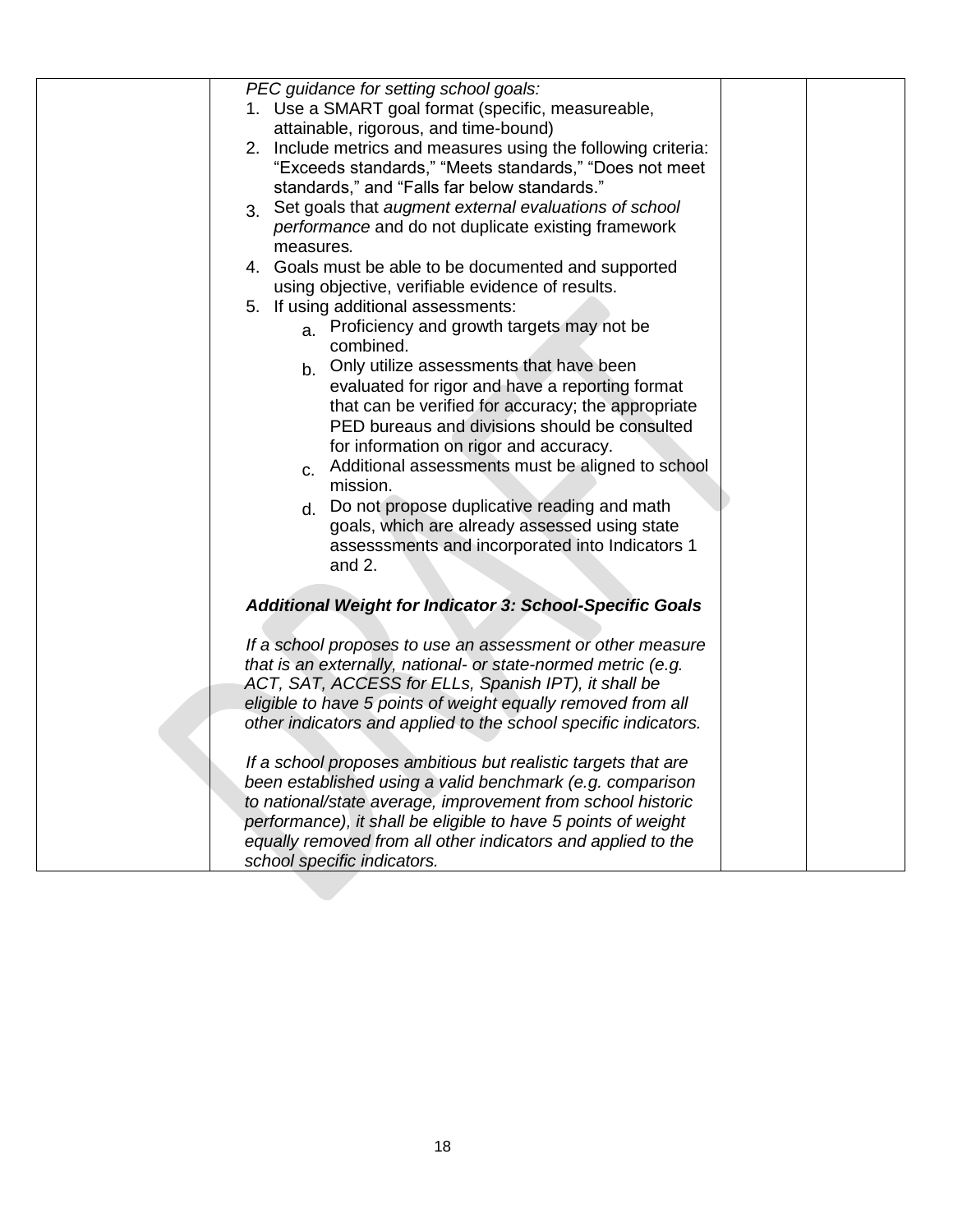| | | | |
|---|---|---|---|
| | *PEC guidance for setting school goals:*<br>1. Use a SMART goal format (specific, measureable, attainable, rigorous, and time-bound)<br>2. Include metrics and measures using the following criteria: "Exceeds standards," "Meets standards," "Does not meet standards," and "Falls far below standards."<br>3. Set goals that *augment external evaluations of school performance* and do not duplicate existing framework measures*.*<br>4. Goals must be able to be documented and supported using objective, verifiable evidence of results.<br>5. If using additional assessments:<br>a. Proficiency and growth targets may not be combined.<br>b. Only utilize assessments that have been evaluated for rigor and have a reporting format that can be verified for accuracy; the appropriate PED bureaus and divisions should be consulted for information on rigor and accuracy.<br>c. Additional assessments must be aligned to school mission.<br>d. Do not propose duplicative reading and math goals, which are already assessed using state assesssments and incorporated into Indicators 1 and 2.<br><br>***Additional Weight for Indicator 3: School-Specific Goals***<br><br>*If a school proposes to use an assessment or other measure that is an externally, national- or state-normed metric (e.g. ACT, SAT, ACCESS for ELLs, Spanish IPT), it shall be eligible to have 5 points of weight equally removed from all other indicators and applied to the school specific indicators.*<br><br>*If a school proposes ambitious but realistic targets that are been established using a valid benchmark (e.g. comparison to national/state average, improvement from school historic performance), it shall be eligible to have 5 points of weight equally removed from all other indicators and applied to the school specific indicators.* | | |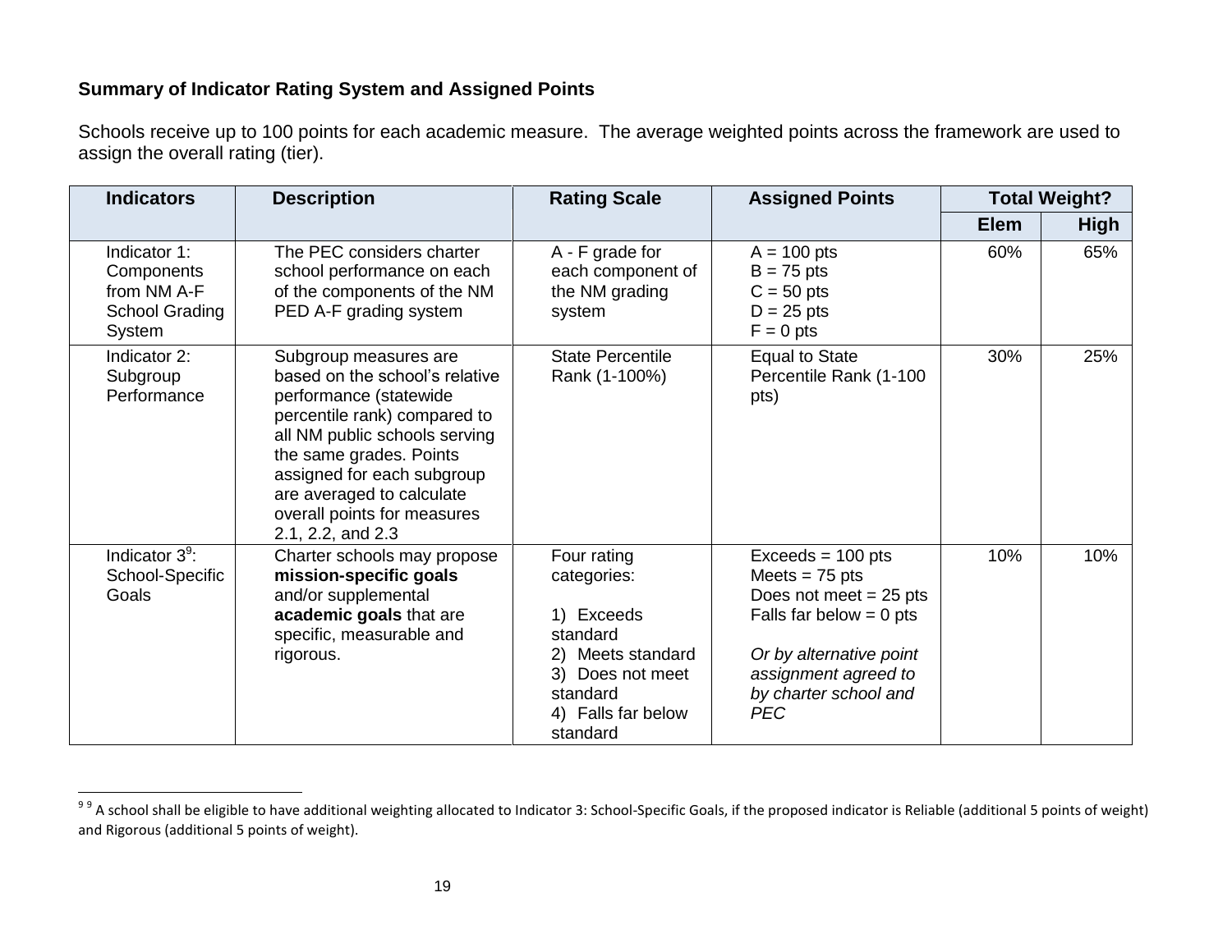**Summary of Indicator Rating System and Assigned Points**

Schools receive up to 100 points for each academic measure. The average weighted points across the framework are used to assign the overall rating (tier).

| Indicators | Description | Rating Scale | Assigned Points | Total Weight? | |
|---|---|---|---|---|---|
| | | | | Elem | High |
| Indicator 1: Components from NM A-F School Grading System | The PEC considers charter school performance on each of the components of the NM PED A-F grading system | A - F grade for each component of the NM grading system | A = 100 pts<br>B = 75 pts<br>C = 50 pts<br>D = 25 pts<br>F = 0 pts | 60% | 65% |
| Indicator 2: Subgroup Performance | Subgroup measures are based on the school's relative performance (statewide percentile rank) compared to all NM public schools serving the same grades. Points assigned for each subgroup are averaged to calculate overall points for measures 2.1, 2.2, and 2.3 | State Percentile Rank (1-100%) | Equal to State Percentile Rank (1-100 pts) | 30% | 25% |
| Indicator 3[9]: School-Specific Goals | Charter schools may propose **mission-specific goals** and/or supplemental **academic goals** that are specific, measurable and rigorous. | Four rating categories:<br><br>1) Exceeds standard<br>2) Meets standard<br>3) Does not meet standard<br>4) Falls far below standard | Exceeds = 100 pts<br>Meets = 75 pts<br>Does not meet = 25 pts<br>Falls far below = 0 pts<br><br>*Or by alternative point assignment agreed to by charter school and PEC* | 10% | 10% |

[9] [9] A school shall be eligible to have additional weighting allocated to Indicator 3: School-Specific Goals, if the proposed indicator is Reliable (additional 5 points of weight) and Rigorous (additional 5 points of weight).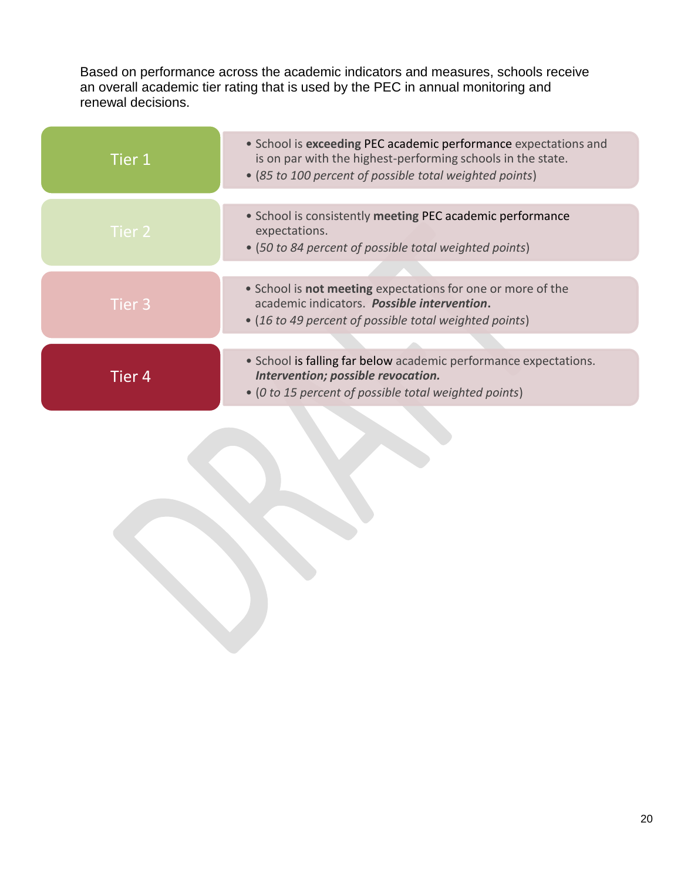Based on performance across the academic indicators and measures, schools receive an overall academic tier rating that is used by the PEC in annual monitoring and renewal decisions.

| Tier | Description |
| --- | --- |
| Tier 1 | • School is **exceeding** PEC academic performance expectations and is on par with the highest-performing schools in the state.<br>• (*85 to 100 percent of possible total weighted points*) |
| Tier 2 | • School is consistently **meeting** PEC academic performance expectations.<br>• (*50 to 84 percent of possible total weighted points*) |
| Tier 3 | • School is **not meeting** expectations for one or more of the academic indicators. ***Possible intervention.***<br>• (*16 to 49 percent of possible total weighted points*) |
| Tier 4 | • School is falling far below academic performance expectations. ***Intervention; possible revocation.***<br>• (*0 to 15 percent of possible total weighted points*) |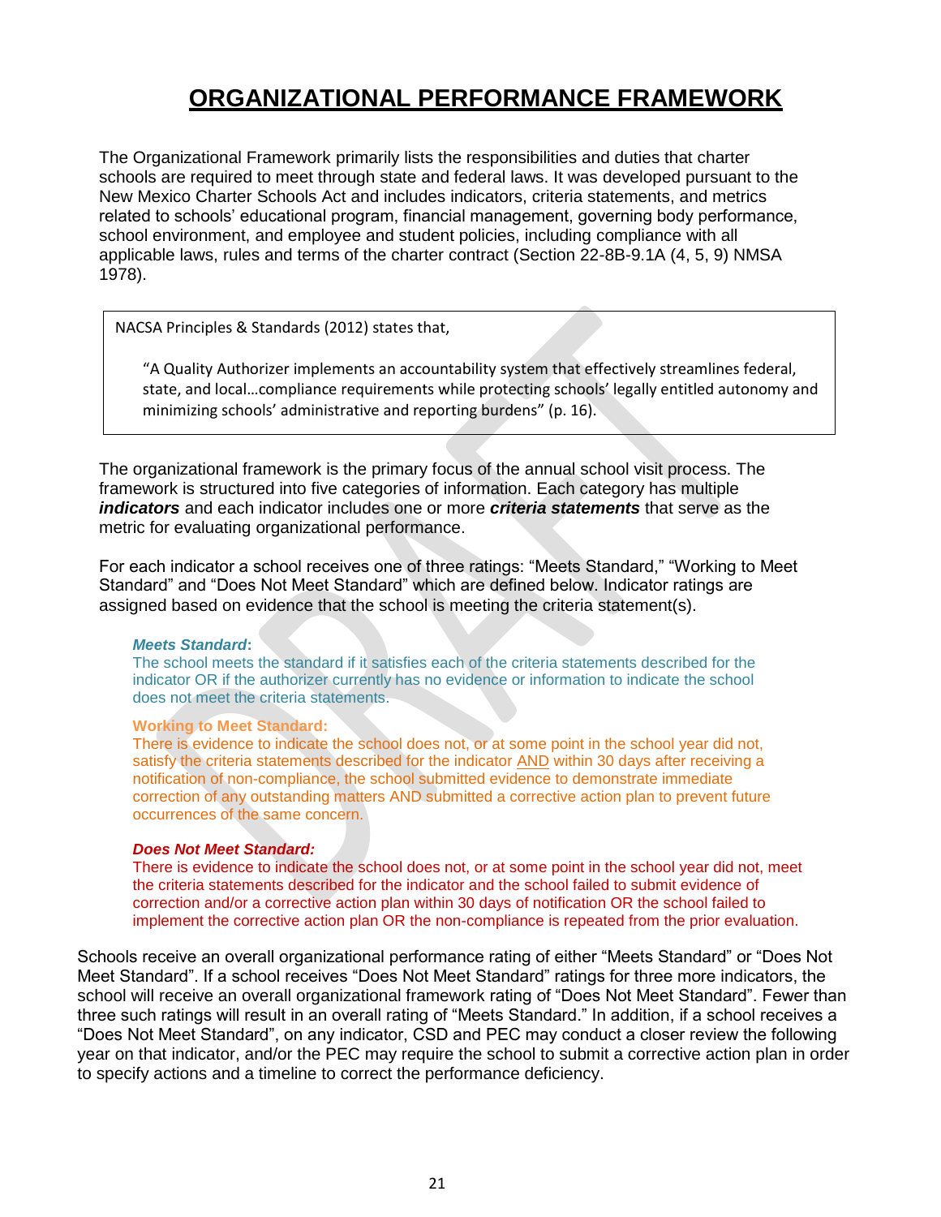# ORGANIZATIONAL PERFORMANCE FRAMEWORK

The Organizational Framework primarily lists the responsibilities and duties that charter schools are required to meet through state and federal laws. It was developed pursuant to the New Mexico Charter Schools Act and includes indicators, criteria statements, and metrics related to schools' educational program, financial management, governing body performance, school environment, and employee and student policies, including compliance with all applicable laws, rules and terms of the charter contract (Section 22-8B-9.1A (4, 5, 9) NMSA 1978).

> NACSA Principles & Standards (2012) states that,
>
> "A Quality Authorizer implements an accountability system that effectively streamlines federal, state, and local…compliance requirements while protecting schools' legally entitled autonomy and minimizing schools' administrative and reporting burdens" (p. 16).

The organizational framework is the primary focus of the annual school visit process. The framework is structured into five categories of information. Each category has multiple ***indicators*** and each indicator includes one or more ***criteria statements*** that serve as the metric for evaluating organizational performance.

For each indicator a school receives one of three ratings: "Meets Standard," "Working to Meet Standard" and "Does Not Meet Standard" which are defined below. Indicator ratings are assigned based on evidence that the school is meeting the criteria statement(s).

***Meets Standard*:**
The school meets the standard if it satisfies each of the criteria statements described for the indicator OR if the authorizer currently has no evidence or information to indicate the school does not meet the criteria statements.

**Working to Meet Standard:**
There is evidence to indicate the school does not, or at some point in the school year did not, satisfy the criteria statements described for the indicator AND within 30 days after receiving a notification of non-compliance, the school submitted evidence to demonstrate immediate correction of any outstanding matters AND submitted a corrective action plan to prevent future occurrences of the same concern.

***Does Not Meet Standard:***
There is evidence to indicate the school does not, or at some point in the school year did not, meet the criteria statements described for the indicator and the school failed to submit evidence of correction and/or a corrective action plan within 30 days of notification OR the school failed to implement the corrective action plan OR the non-compliance is repeated from the prior evaluation.

Schools receive an overall organizational performance rating of either "Meets Standard" or "Does Not Meet Standard". If a school receives "Does Not Meet Standard" ratings for three more indicators, the school will receive an overall organizational framework rating of "Does Not Meet Standard". Fewer than three such ratings will result in an overall rating of "Meets Standard." In addition, if a school receives a "Does Not Meet Standard", on any indicator, CSD and PEC may conduct a closer review the following year on that indicator, and/or the PEC may require the school to submit a corrective action plan in order to specify actions and a timeline to correct the performance deficiency.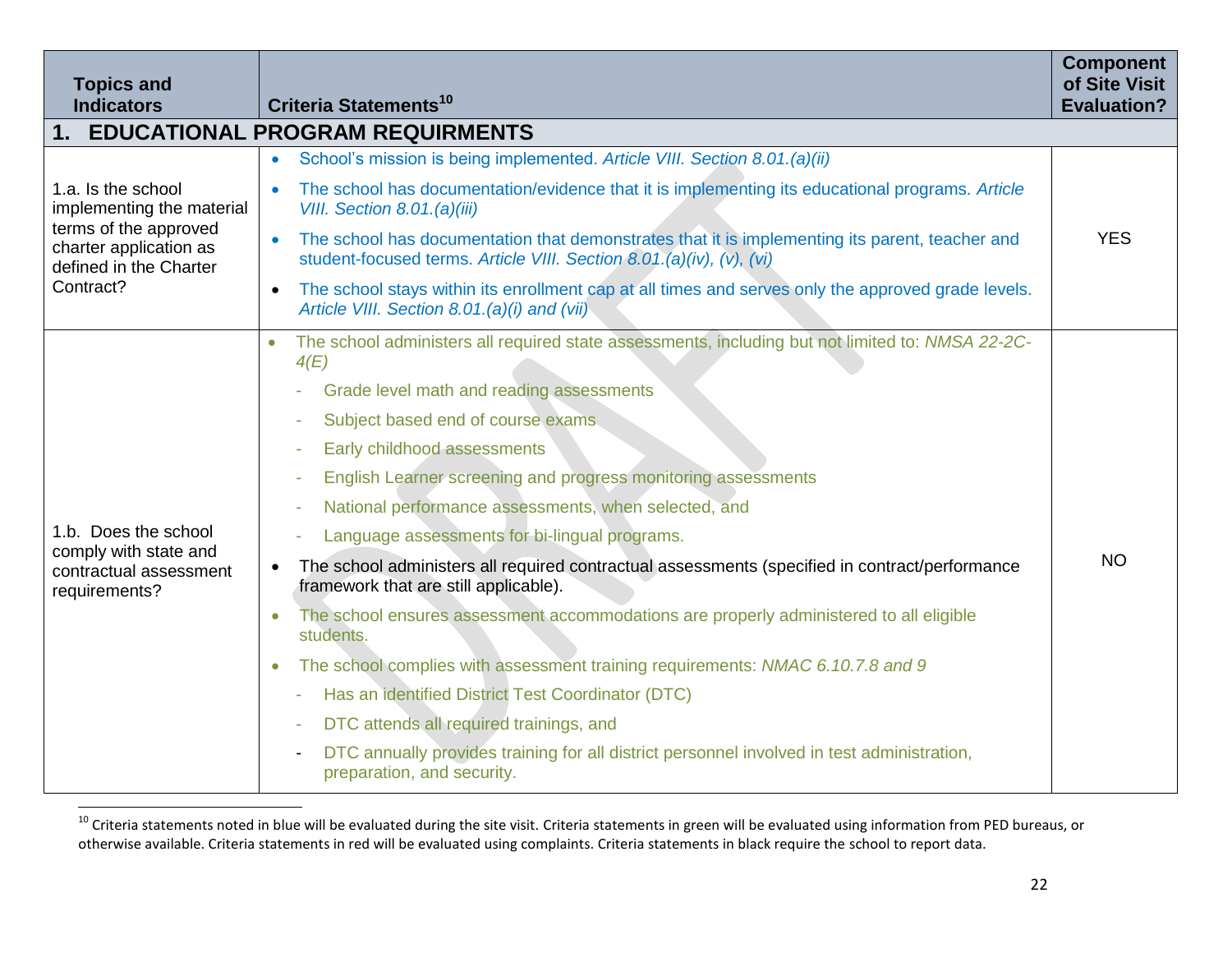| Topics and Indicators | Criteria Statements[10] | Component of Site Visit Evaluation? |
|---|---|---|
| **1. EDUCATIONAL PROGRAM REQUIRMENTS** | | |
| 1.a. Is the school implementing the material terms of the approved charter application as defined in the Charter Contract? | • School's mission is being implemented. *Article VIII. Section 8.01.(a)(ii)*<br>• The school has documentation/evidence that it is implementing its educational programs. *Article VIII. Section 8.01.(a)(iii)*<br>• The school has documentation that demonstrates that it is implementing its parent, teacher and student-focused terms. *Article VIII. Section 8.01.(a)(iv), (v), (vi)*<br>• The school stays within its enrollment cap at all times and serves only the approved grade levels. *Article VIII. Section 8.01.(a)(i) and (vii)* | YES |
| 1.b. Does the school comply with state and contractual assessment requirements? | • The school administers all required state assessments, including but not limited to: *NMSA 22-2C-4(E)*<br>- Grade level math and reading assessments<br>- Subject based end of course exams<br>- Early childhood assessments<br>- English Learner screening and progress monitoring assessments<br>- National performance assessments, when selected, and<br>- Language assessments for bi-lingual programs.<br>• The school administers all required contractual assessments (specified in contract/performance framework that are still applicable).<br>• The school ensures assessment accommodations are properly administered to all eligible students.<br>• The school complies with assessment training requirements: *NMAC 6.10.7.8 and 9*<br>- Has an identified District Test Coordinator (DTC)<br>- DTC attends all required trainings, and<br>- DTC annually provides training for all district personnel involved in test administration, preparation, and security. | NO |

[10] Criteria statements noted in blue will be evaluated during the site visit. Criteria statements in green will be evaluated using information from PED bureaus, or otherwise available. Criteria statements in red will be evaluated using complaints. Criteria statements in black require the school to report data.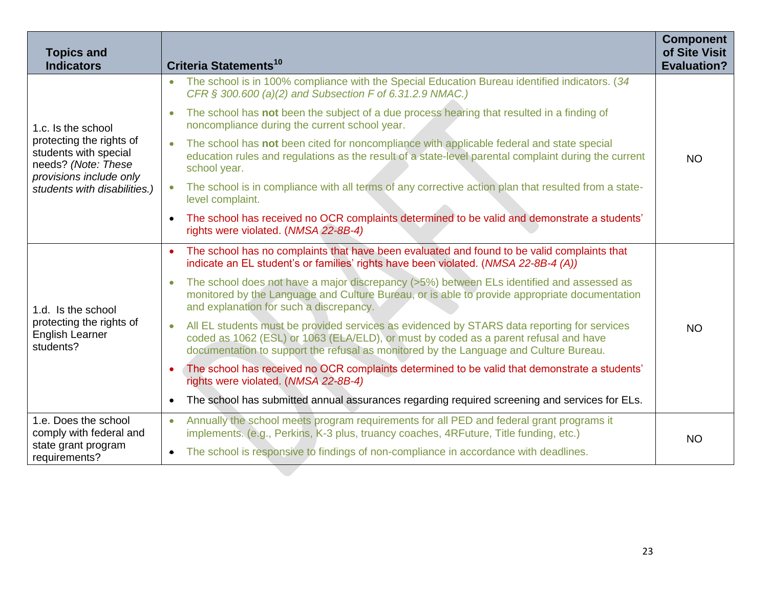| Topics and Indicators | Criteria Statements[10] | Component of Site Visit Evaluation? |
|---|---|---|
| 1.c. Is the school protecting the rights of students with special needs? *(Note: These provisions include only students with disabilities.)* | • The school is in 100% compliance with the Special Education Bureau identified indicators. (*34 CFR § 300.600 (a)(2) and Subsection F of 6.31.2.9 NMAC.)*<br>• The school has **not** been the subject of a due process hearing that resulted in a finding of noncompliance during the current school year.<br>• The school has **not** been cited for noncompliance with applicable federal and state special education rules and regulations as the result of a state-level parental complaint during the current school year.<br>• The school is in compliance with all terms of any corrective action plan that resulted from a state-level complaint.<br>• The school has received no OCR complaints determined to be valid and demonstrate a students' rights were violated. (*NMSA 22-8B-4)* | NO |
| 1.d. Is the school protecting the rights of English Learner students? | • The school has no complaints that have been evaluated and found to be valid complaints that indicate an EL student's or families' rights have been violated. (*NMSA 22-8B-4 (A))*<br>• The school does not have a major discrepancy (>5%) between ELs identified and assessed as monitored by the Language and Culture Bureau, or is able to provide appropriate documentation and explanation for such a discrepancy.<br>• All EL students must be provided services as evidenced by STARS data reporting for services coded as 1062 (ESL) or 1063 (ELA/ELD), or must by coded as a parent refusal and have documentation to support the refusal as monitored by the Language and Culture Bureau.<br>• The school has received no OCR complaints determined to be valid that demonstrate a students' rights were violated. (*NMSA 22-8B-4)*<br>• The school has submitted annual assurances regarding required screening and services for ELs. | NO |
| 1.e. Does the school comply with federal and state grant program requirements? | • Annually the school meets program requirements for all PED and federal grant programs it implements. (e.g., Perkins, K-3 plus, truancy coaches, 4RFuture, Title funding, etc.)<br>• The school is responsive to findings of non-compliance in accordance with deadlines. | NO |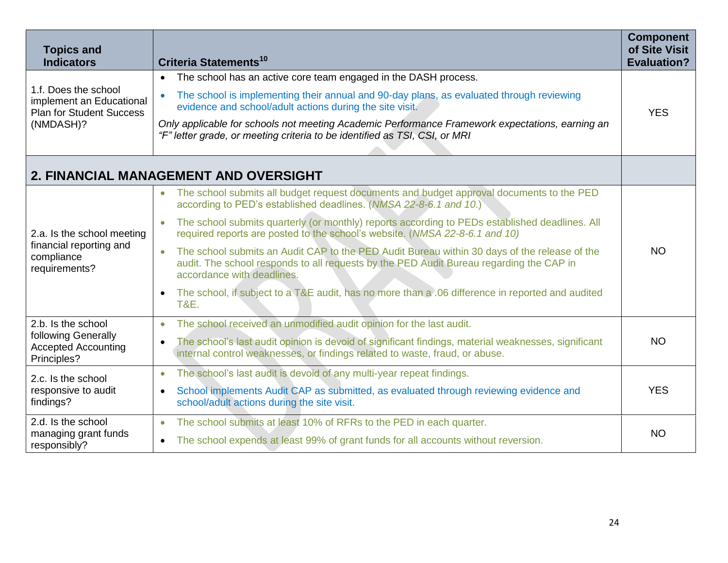| Topics and Indicators | Criteria Statements[10] | Component of Site Visit Evaluation? |
|---|---|---|
| 1.f. Does the school implement an Educational Plan for Student Success (NMDASH)? | • The school has an active core team engaged in the DASH process.<br>• The school is implementing their annual and 90-day plans, as evaluated through reviewing evidence and school/adult actions during the site visit.<br>*Only applicable for schools not meeting Academic Performance Framework expectations, earning an "F" letter grade, or meeting criteria to be identified as TSI, CSI, or MRI* | YES |
| **2. FINANCIAL MANAGEMENT AND OVERSIGHT** | | |
| 2.a. Is the school meeting financial reporting and compliance requirements? | • The school submits all budget request documents and budget approval documents to the PED according to PED's established deadlines. (*NMSA 22-8-6.1 and 10.*)<br>• The school submits quarterly (or monthly) reports according to PEDs established deadlines. All required reports are posted to the school's website. (*NMSA 22-8-6.1 and 10)*<br>• The school submits an Audit CAP to the PED Audit Bureau within 30 days of the release of the audit. The school responds to all requests by the PED Audit Bureau regarding the CAP in accordance with deadlines.<br>• The school, if subject to a T&E audit, has no more than a .06 difference in reported and audited T&E. | NO |
| 2.b. Is the school following Generally Accepted Accounting Principles? | • The school received an unmodified audit opinion for the last audit.<br>• The school's last audit opinion is devoid of significant findings, material weaknesses, significant internal control weaknesses, or findings related to waste, fraud, or abuse. | NO |
| 2.c. Is the school responsive to audit findings? | • The school's last audit is devoid of any multi-year repeat findings.<br>• School implements Audit CAP as submitted, as evaluated through reviewing evidence and school/adult actions during the site visit. | YES |
| 2.d. Is the school managing grant funds responsibly? | • The school submits at least 10% of RFRs to the PED in each quarter.<br>• The school expends at least 99% of grant funds for all accounts without reversion. | NO |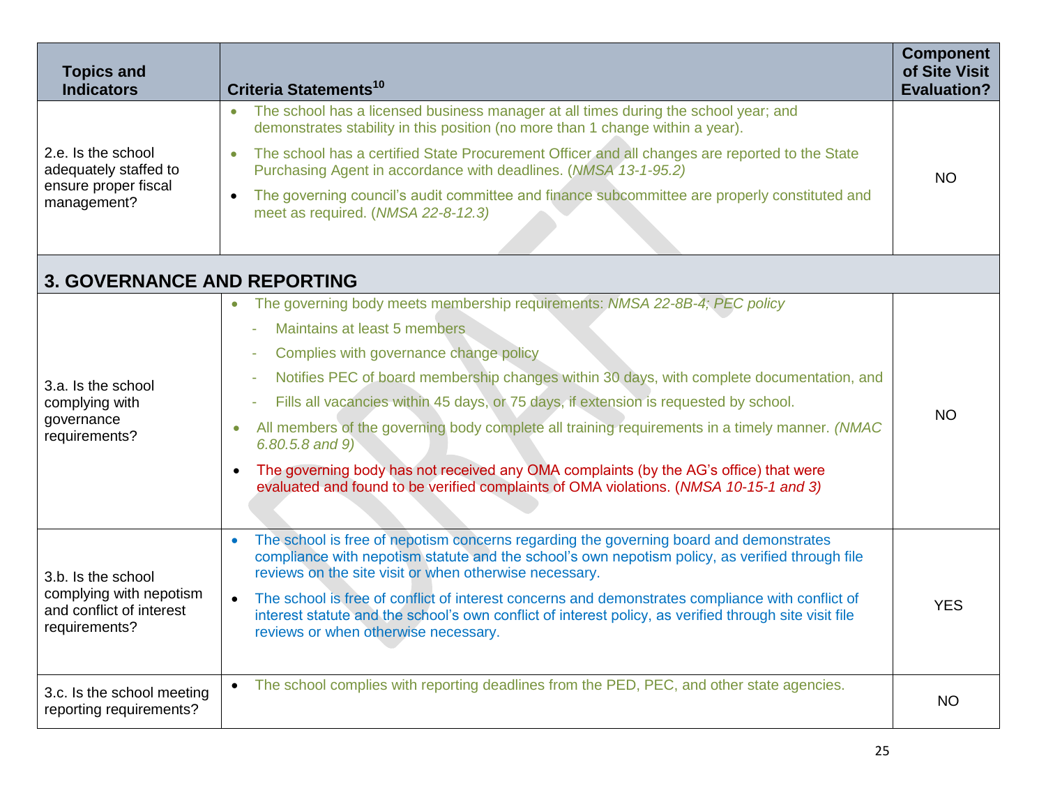| Topics and Indicators | Criteria Statements[10] | Component of Site Visit Evaluation? |
|---|---|---|
| 2.e. Is the school adequately staffed to ensure proper fiscal management? | • The school has a licensed business manager at all times during the school year; and demonstrates stability in this position (no more than 1 change within a year).<br>• The school has a certified State Procurement Officer and all changes are reported to the State Purchasing Agent in accordance with deadlines. (*NMSA 13-1-95.2)*<br>• The governing council's audit committee and finance subcommittee are properly constituted and meet as required. (*NMSA 22-8-12.3)* | NO |
| **3. GOVERNANCE AND REPORTING** | | |
| 3.a. Is the school complying with governance requirements? | • The governing body meets membership requirements: *NMSA 22-8B-4; PEC policy*<br>- Maintains at least 5 members<br>- Complies with governance change policy<br>- Notifies PEC of board membership changes within 30 days, with complete documentation, and<br>- Fills all vacancies within 45 days, or 75 days, if extension is requested by school.<br>• All members of the governing body complete all training requirements in a timely manner. *(NMAC 6.80.5.8 and 9)*<br>• The governing body has not received any OMA complaints (by the AG's office) that were evaluated and found to be verified complaints of OMA violations. (*NMSA 10-15-1 and 3)* | NO |
| 3.b. Is the school complying with nepotism and conflict of interest requirements? | • The school is free of nepotism concerns regarding the governing board and demonstrates compliance with nepotism statute and the school's own nepotism policy, as verified through file reviews on the site visit or when otherwise necessary.<br>• The school is free of conflict of interest concerns and demonstrates compliance with conflict of interest statute and the school's own conflict of interest policy, as verified through site visit file reviews or when otherwise necessary. | YES |
| 3.c. Is the school meeting reporting requirements? | • The school complies with reporting deadlines from the PED, PEC, and other state agencies. | NO |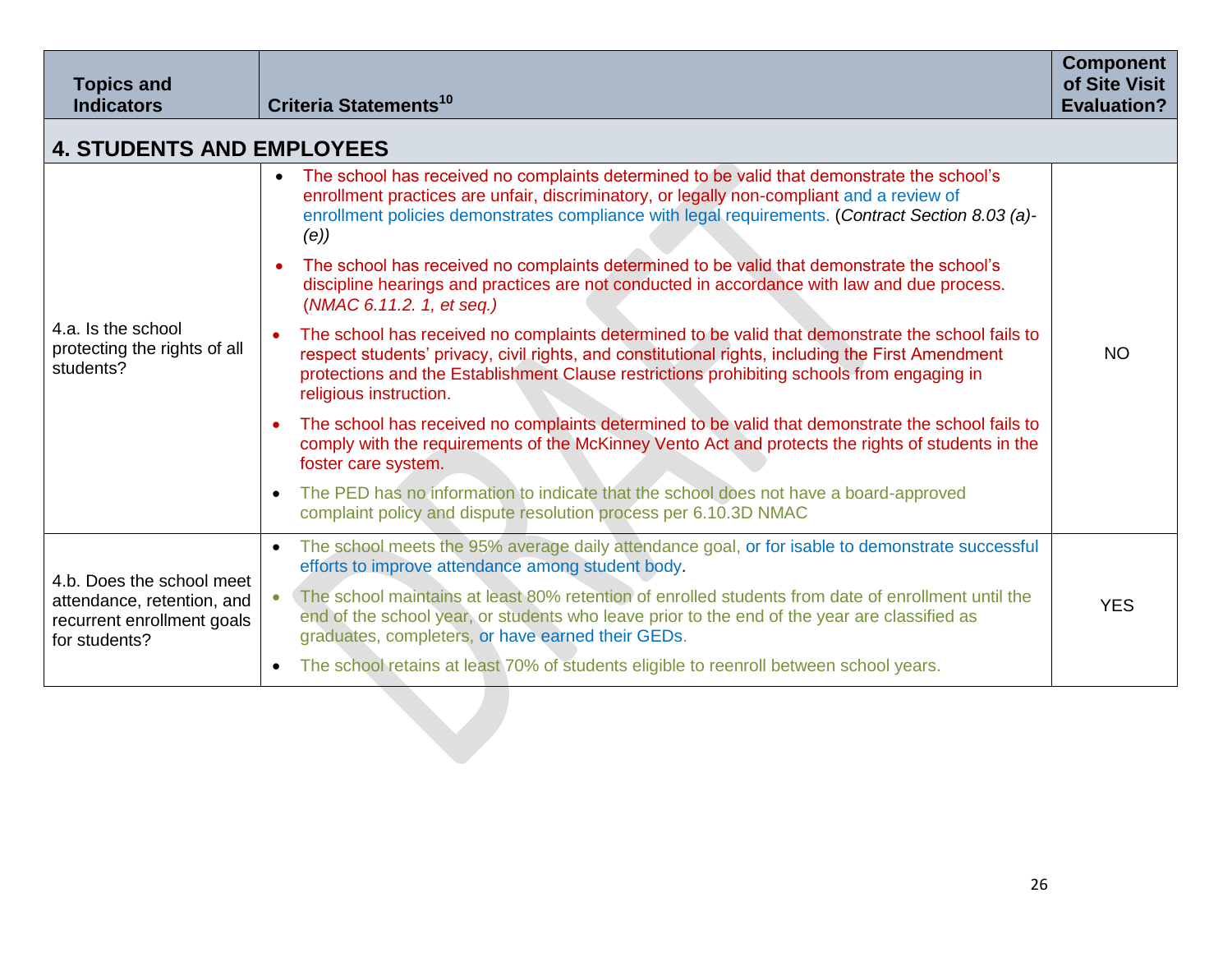| Topics and Indicators | Criteria Statements[10] | Component of Site Visit Evaluation? |
|---|---|---|
| **4. STUDENTS AND EMPLOYEES** | | |
| 4.a. Is the school protecting the rights of all students? | • The school has received no complaints determined to be valid that demonstrate the school's enrollment practices are unfair, discriminatory, or legally non-compliant and a review of enrollment policies demonstrates compliance with legal requirements. (*Contract Section 8.03 (a)-(e)*)<br>• The school has received no complaints determined to be valid that demonstrate the school's discipline hearings and practices are not conducted in accordance with law and due process. (*NMAC 6.11.2. 1, et seq.)*<br>• The school has received no complaints determined to be valid that demonstrate the school fails to respect students' privacy, civil rights, and constitutional rights, including the First Amendment protections and the Establishment Clause restrictions prohibiting schools from engaging in religious instruction.<br>• The school has received no complaints determined to be valid that demonstrate the school fails to comply with the requirements of the McKinney Vento Act and protects the rights of students in the foster care system.<br>• The PED has no information to indicate that the school does not have a board-approved complaint policy and dispute resolution process per 6.10.3D NMAC | NO |
| 4.b. Does the school meet attendance, retention, and recurrent enrollment goals for students? | • The school meets the 95% average daily attendance goal, or for isable to demonstrate successful efforts to improve attendance among student body.<br>• The school maintains at least 80% retention of enrolled students from date of enrollment until the end of the school year, or students who leave prior to the end of the year are classified as graduates, completers, or have earned their GEDs.<br>• The school retains at least 70% of students eligible to reenroll between school years. | YES |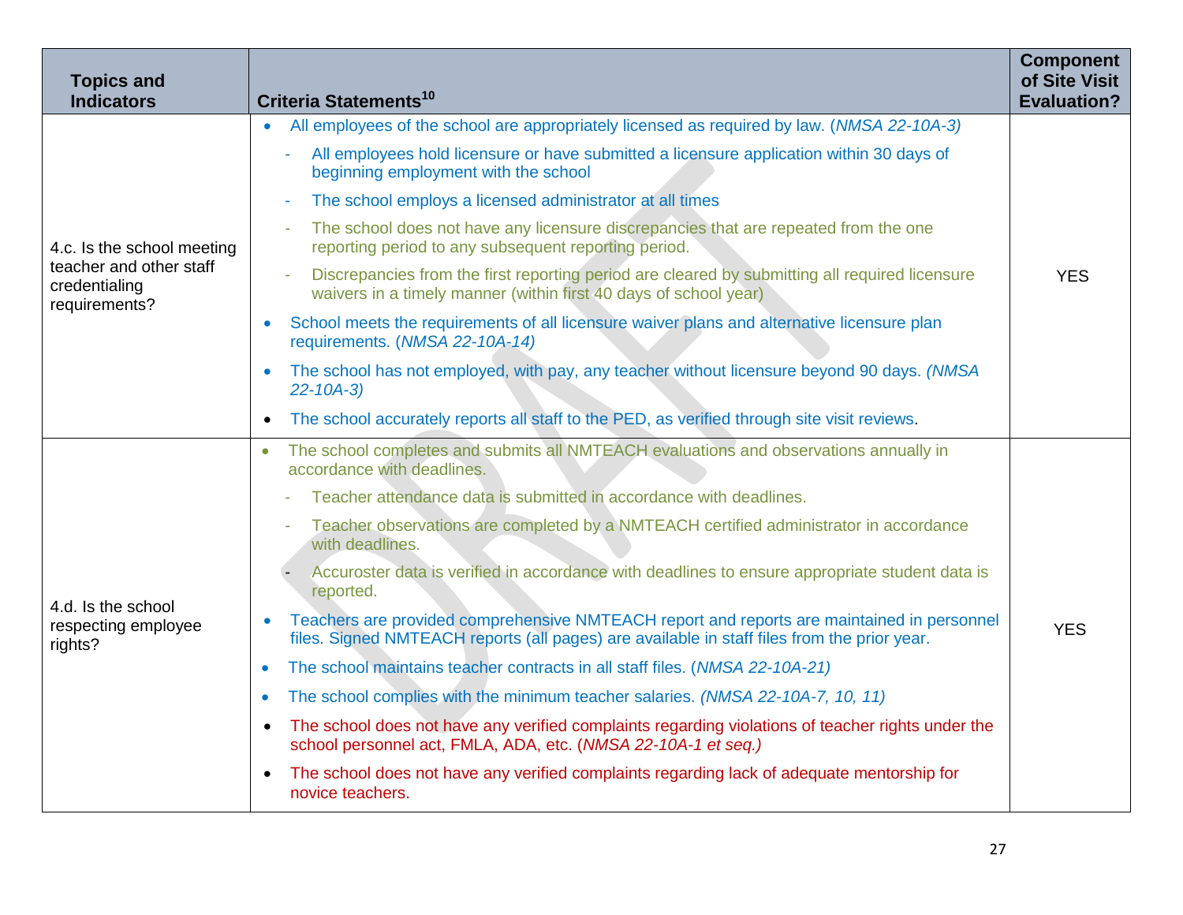| Topics and Indicators | Criteria Statements[10] | Component of Site Visit Evaluation? |
|---|---|---|
| 4.c. Is the school meeting teacher and other staff credentialing requirements? | • All employees of the school are appropriately licensed as required by law. (*NMSA 22-10A-3)*<br>- All employees hold licensure or have submitted a licensure application within 30 days of beginning employment with the school<br>- The school employs a licensed administrator at all times<br>- The school does not have any licensure discrepancies that are repeated from the one reporting period to any subsequent reporting period.<br>- Discrepancies from the first reporting period are cleared by submitting all required licensure waivers in a timely manner (within first 40 days of school year)<br>• School meets the requirements of all licensure waiver plans and alternative licensure plan requirements. (*NMSA 22-10A-14)*<br>• The school has not employed, with pay, any teacher without licensure beyond 90 days. *(NMSA 22-10A-3)*<br>• The school accurately reports all staff to the PED, as verified through site visit reviews. | YES |
| 4.d. Is the school respecting employee rights? | • The school completes and submits all NMTEACH evaluations and observations annually in accordance with deadlines.<br>- Teacher attendance data is submitted in accordance with deadlines.<br>- Teacher observations are completed by a NMTEACH certified administrator in accordance with deadlines.<br>- Accuroster data is verified in accordance with deadlines to ensure appropriate student data is reported.<br>• Teachers are provided comprehensive NMTEACH report and reports are maintained in personnel files. Signed NMTEACH reports (all pages) are available in staff files from the prior year.<br>• The school maintains teacher contracts in all staff files. (*NMSA 22-10A-21)*<br>• The school complies with the minimum teacher salaries. *(NMSA 22-10A-7, 10, 11)*<br>• The school does not have any verified complaints regarding violations of teacher rights under the school personnel act, FMLA, ADA, etc. (*NMSA 22-10A-1 et seq.)*<br>• The school does not have any verified complaints regarding lack of adequate mentorship for novice teachers. | YES |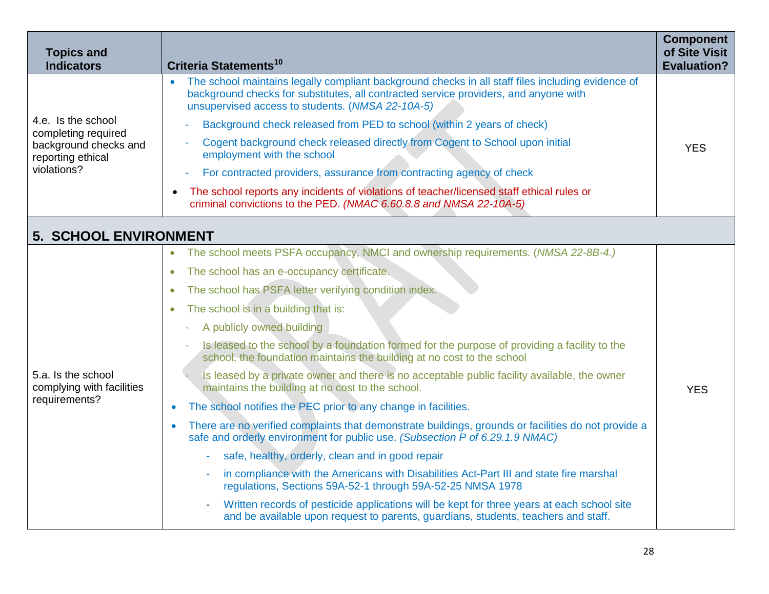| Topics and Indicators | Criteria Statements[10] | Component of Site Visit Evaluation? |
|---|---|---|
| 4.e. Is the school completing required background checks and reporting ethical violations? | • The school maintains legally compliant background checks in all staff files including evidence of background checks for substitutes, all contracted service providers, and anyone with unsupervised access to students. (*NMSA 22-10A-5)*<br>- Background check released from PED to school (within 2 years of check)<br>- Cogent background check released directly from Cogent to School upon initial employment with the school<br>- For contracted providers, assurance from contracting agency of check<br>• The school reports any incidents of violations of teacher/licensed staff ethical rules or criminal convictions to the PED. *(NMAC 6.60.8.8 and NMSA 22-10A-5)* | YES |
| **5. SCHOOL ENVIRONMENT** | | |
| 5.a. Is the school complying with facilities requirements? | • The school meets PSFA occupancy, NMCI and ownership requirements. (*NMSA 22-8B-4.)*<br>• The school has an e-occupancy certificate.<br>• The school has PSFA letter verifying condition index.<br>• The school is in a building that is:<br>- A publicly owned building<br>- Is leased to the school by a foundation formed for the purpose of providing a facility to the school, the foundation maintains the building at no cost to the school<br>- Is leased by a private owner and there is no acceptable public facility available, the owner maintains the building at no cost to the school.<br>• The school notifies the PEC prior to any change in facilities.<br>• There are no verified complaints that demonstrate buildings, grounds or facilities do not provide a safe and orderly environment for public use. *(Subsection P of 6.29.1.9 NMAC)*<br>- safe, healthy, orderly, clean and in good repair<br>- in compliance with the Americans with Disabilities Act-Part III and state fire marshal regulations, Sections 59A-52-1 through 59A-52-25 NMSA 1978<br>- Written records of pesticide applications will be kept for three years at each school site and be available upon request to parents, guardians, students, teachers and staff. | YES |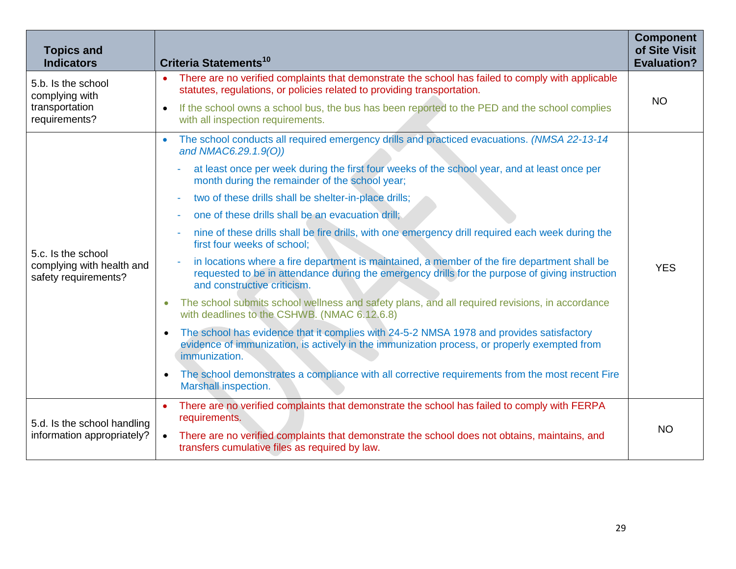| Topics and Indicators | Criteria Statements[10] | Component of Site Visit Evaluation? |
|---|---|---|
| 5.b. Is the school complying with transportation requirements? | • There are no verified complaints that demonstrate the school has failed to comply with applicable statutes, regulations, or policies related to providing transportation.<br>• If the school owns a school bus, the bus has been reported to the PED and the school complies with all inspection requirements. | NO |
| 5.c. Is the school complying with health and safety requirements? | • The school conducts all required emergency drills and practiced evacuations. *(NMSA 22-13-14 and NMAC6.29.1.9(O))*<br>- at least once per week during the first four weeks of the school year, and at least once per month during the remainder of the school year;<br>- two of these drills shall be shelter-in-place drills;<br>- one of these drills shall be an evacuation drill;<br>- nine of these drills shall be fire drills, with one emergency drill required each week during the first four weeks of school;<br>- in locations where a fire department is maintained, a member of the fire department shall be requested to be in attendance during the emergency drills for the purpose of giving instruction and constructive criticism.<br>• The school submits school wellness and safety plans, and all required revisions, in accordance with deadlines to the CSHWB. (NMAC 6.12.6.8)<br>• The school has evidence that it complies with 24-5-2 NMSA 1978 and provides satisfactory evidence of immunization, is actively in the immunization process, or properly exempted from immunization.<br>• The school demonstrates a compliance with all corrective requirements from the most recent Fire Marshall inspection. | YES |
| 5.d. Is the school handling information appropriately? | • There are no verified complaints that demonstrate the school has failed to comply with FERPA requirements.<br>• There are no verified complaints that demonstrate the school does not obtains, maintains, and transfers cumulative files as required by law. | NO |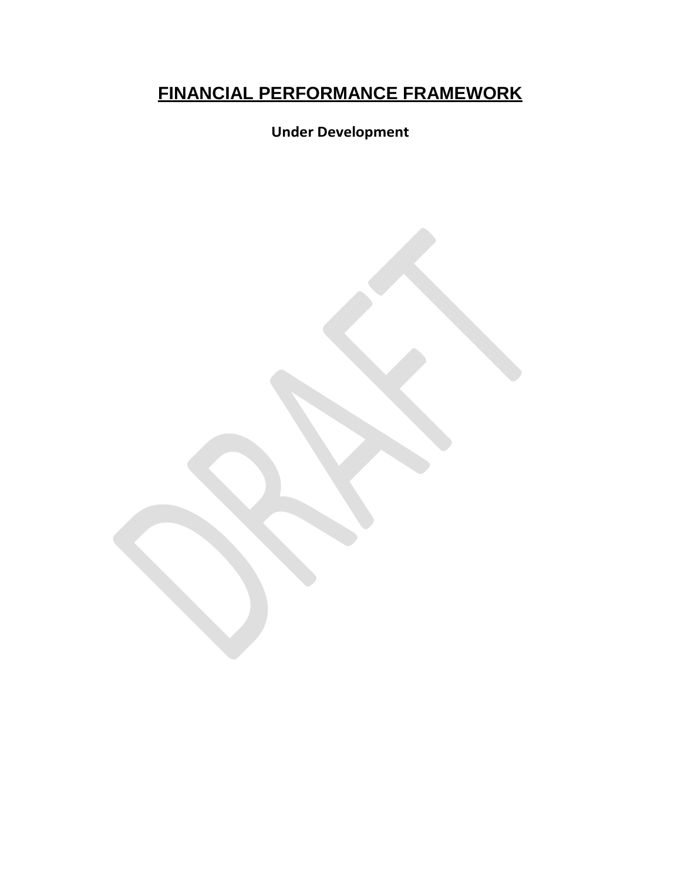# FINANCIAL PERFORMANCE FRAMEWORK

**Under Development**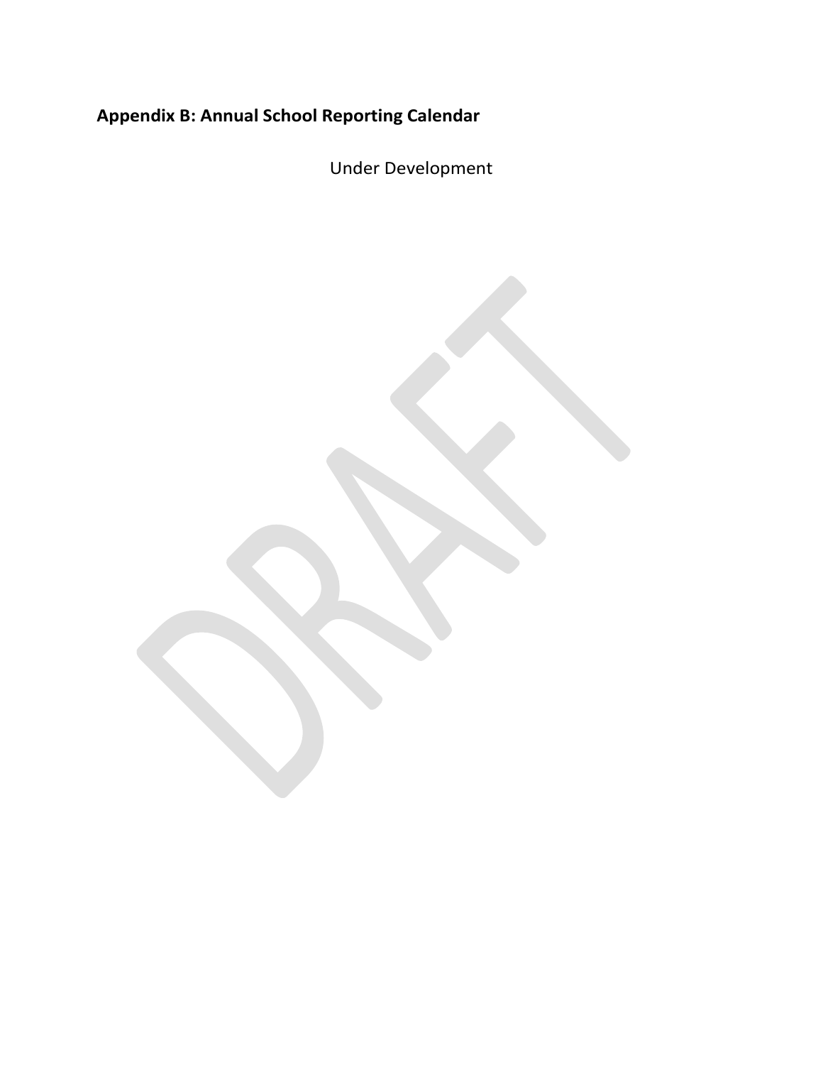## Appendix B: Annual School Reporting Calendar

Under Development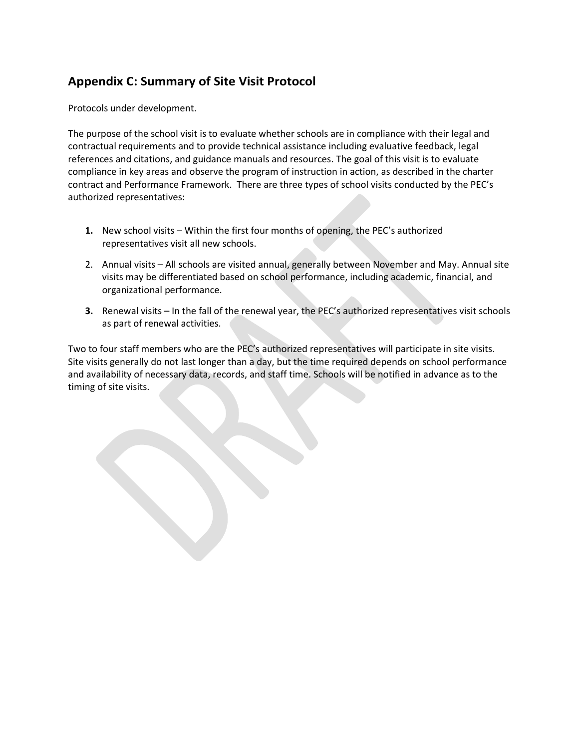## Appendix C: Summary of Site Visit Protocol

Protocols under development.

The purpose of the school visit is to evaluate whether schools are in compliance with their legal and contractual requirements and to provide technical assistance including evaluative feedback, legal references and citations, and guidance manuals and resources. The goal of this visit is to evaluate compliance in key areas and observe the program of instruction in action, as described in the charter contract and Performance Framework. There are three types of school visits conducted by the PEC's authorized representatives:

1. New school visits – Within the first four months of opening, the PEC's authorized representatives visit all new schools.
2. Annual visits – All schools are visited annual, generally between November and May. Annual site visits may be differentiated based on school performance, including academic, financial, and organizational performance.
3. Renewal visits – In the fall of the renewal year, the PEC's authorized representatives visit schools as part of renewal activities.

Two to four staff members who are the PEC's authorized representatives will participate in site visits. Site visits generally do not last longer than a day, but the time required depends on school performance and availability of necessary data, records, and staff time. Schools will be notified in advance as to the timing of site visits.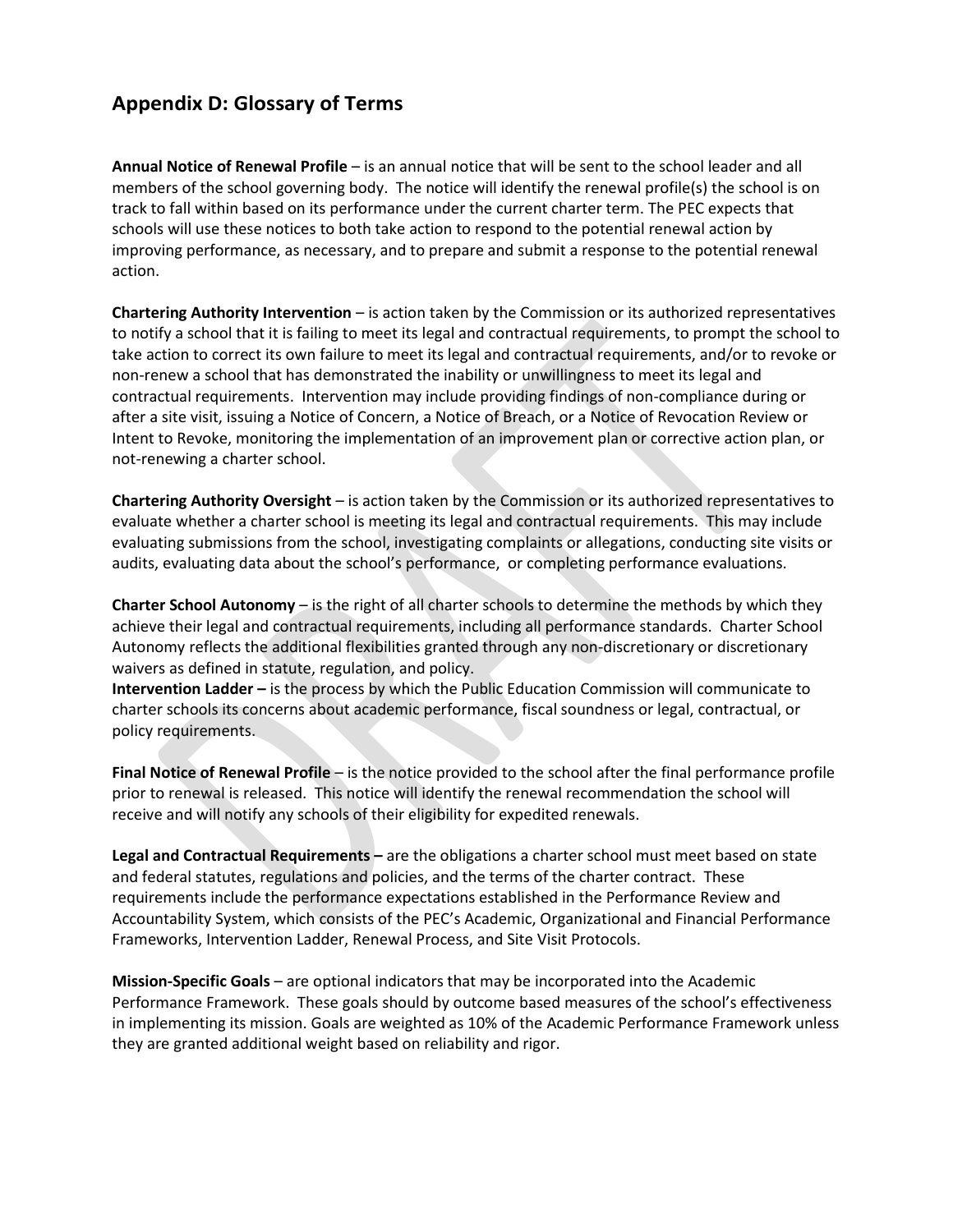## Appendix D: Glossary of Terms

**Annual Notice of Renewal Profile** – is an annual notice that will be sent to the school leader and all members of the school governing body. The notice will identify the renewal profile(s) the school is on track to fall within based on its performance under the current charter term. The PEC expects that schools will use these notices to both take action to respond to the potential renewal action by improving performance, as necessary, and to prepare and submit a response to the potential renewal action.

**Chartering Authority Intervention** – is action taken by the Commission or its authorized representatives to notify a school that it is failing to meet its legal and contractual requirements, to prompt the school to take action to correct its own failure to meet its legal and contractual requirements, and/or to revoke or non-renew a school that has demonstrated the inability or unwillingness to meet its legal and contractual requirements. Intervention may include providing findings of non-compliance during or after a site visit, issuing a Notice of Concern, a Notice of Breach, or a Notice of Revocation Review or Intent to Revoke, monitoring the implementation of an improvement plan or corrective action plan, or not-renewing a charter school.

**Chartering Authority Oversight** – is action taken by the Commission or its authorized representatives to evaluate whether a charter school is meeting its legal and contractual requirements. This may include evaluating submissions from the school, investigating complaints or allegations, conducting site visits or audits, evaluating data about the school's performance, or completing performance evaluations.

**Charter School Autonomy** – is the right of all charter schools to determine the methods by which they achieve their legal and contractual requirements, including all performance standards. Charter School Autonomy reflects the additional flexibilities granted through any non-discretionary or discretionary waivers as defined in statute, regulation, and policy.

**Intervention Ladder –** is the process by which the Public Education Commission will communicate to charter schools its concerns about academic performance, fiscal soundness or legal, contractual, or policy requirements.

**Final Notice of Renewal Profile** – is the notice provided to the school after the final performance profile prior to renewal is released. This notice will identify the renewal recommendation the school will receive and will notify any schools of their eligibility for expedited renewals.

**Legal and Contractual Requirements –** are the obligations a charter school must meet based on state and federal statutes, regulations and policies, and the terms of the charter contract. These requirements include the performance expectations established in the Performance Review and Accountability System, which consists of the PEC's Academic, Organizational and Financial Performance Frameworks, Intervention Ladder, Renewal Process, and Site Visit Protocols.

**Mission-Specific Goals** – are optional indicators that may be incorporated into the Academic Performance Framework. These goals should by outcome based measures of the school's effectiveness in implementing its mission. Goals are weighted as 10% of the Academic Performance Framework unless they are granted additional weight based on reliability and rigor.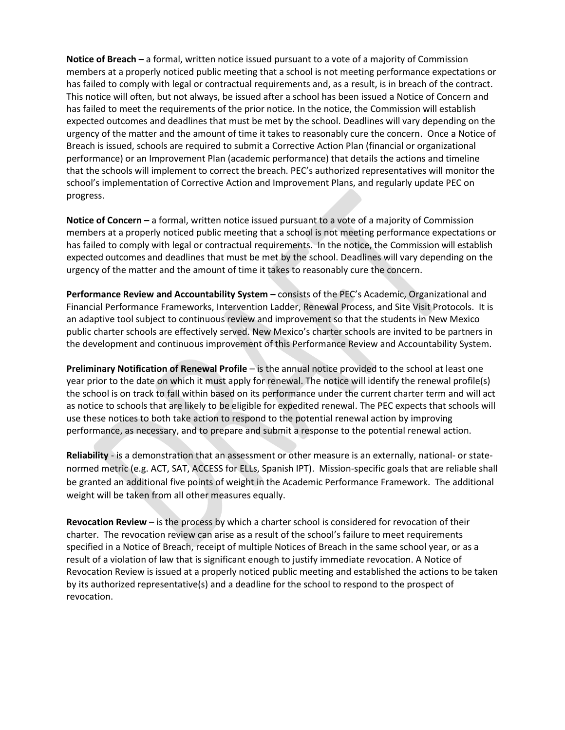**Notice of Breach –** a formal, written notice issued pursuant to a vote of a majority of Commission members at a properly noticed public meeting that a school is not meeting performance expectations or has failed to comply with legal or contractual requirements and, as a result, is in breach of the contract. This notice will often, but not always, be issued after a school has been issued a Notice of Concern and has failed to meet the requirements of the prior notice. In the notice, the Commission will establish expected outcomes and deadlines that must be met by the school. Deadlines will vary depending on the urgency of the matter and the amount of time it takes to reasonably cure the concern. Once a Notice of Breach is issued, schools are required to submit a Corrective Action Plan (financial or organizational performance) or an Improvement Plan (academic performance) that details the actions and timeline that the schools will implement to correct the breach. PEC's authorized representatives will monitor the school's implementation of Corrective Action and Improvement Plans, and regularly update PEC on progress.

**Notice of Concern –** a formal, written notice issued pursuant to a vote of a majority of Commission members at a properly noticed public meeting that a school is not meeting performance expectations or has failed to comply with legal or contractual requirements. In the notice, the Commission will establish expected outcomes and deadlines that must be met by the school. Deadlines will vary depending on the urgency of the matter and the amount of time it takes to reasonably cure the concern.

**Performance Review and Accountability System –** consists of the PEC's Academic, Organizational and Financial Performance Frameworks, Intervention Ladder, Renewal Process, and Site Visit Protocols. It is an adaptive tool subject to continuous review and improvement so that the students in New Mexico public charter schools are effectively served. New Mexico's charter schools are invited to be partners in the development and continuous improvement of this Performance Review and Accountability System.

**Preliminary Notification of Renewal Profile** – is the annual notice provided to the school at least one year prior to the date on which it must apply for renewal. The notice will identify the renewal profile(s) the school is on track to fall within based on its performance under the current charter term and will act as notice to schools that are likely to be eligible for expedited renewal. The PEC expects that schools will use these notices to both take action to respond to the potential renewal action by improving performance, as necessary, and to prepare and submit a response to the potential renewal action.

**Reliability** - is a demonstration that an assessment or other measure is an externally, national- or state-normed metric (e.g. ACT, SAT, ACCESS for ELLs, Spanish IPT). Mission-specific goals that are reliable shall be granted an additional five points of weight in the Academic Performance Framework. The additional weight will be taken from all other measures equally.

**Revocation Review** – is the process by which a charter school is considered for revocation of their charter. The revocation review can arise as a result of the school's failure to meet requirements specified in a Notice of Breach, receipt of multiple Notices of Breach in the same school year, or as a result of a violation of law that is significant enough to justify immediate revocation. A Notice of Revocation Review is issued at a properly noticed public meeting and established the actions to be taken by its authorized representative(s) and a deadline for the school to respond to the prospect of revocation.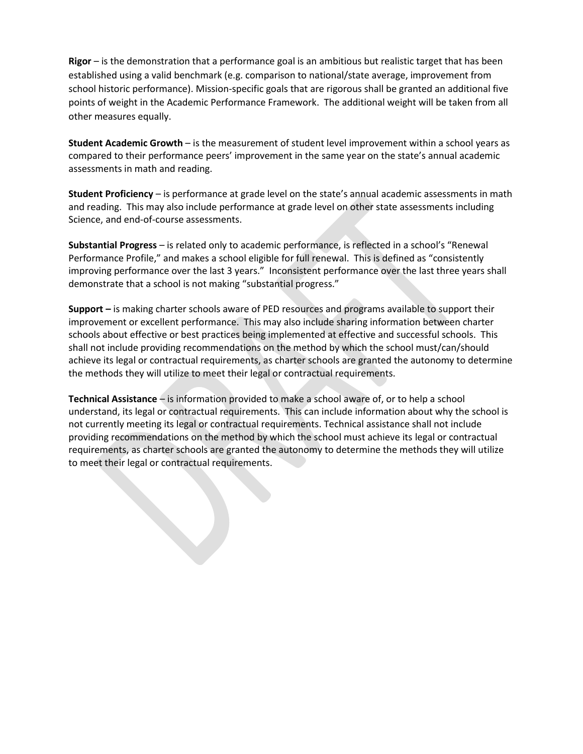**Rigor** – is the demonstration that a performance goal is an ambitious but realistic target that has been established using a valid benchmark (e.g. comparison to national/state average, improvement from school historic performance). Mission-specific goals that are rigorous shall be granted an additional five points of weight in the Academic Performance Framework. The additional weight will be taken from all other measures equally.

**Student Academic Growth** – is the measurement of student level improvement within a school years as compared to their performance peers' improvement in the same year on the state's annual academic assessments in math and reading.

**Student Proficiency** – is performance at grade level on the state's annual academic assessments in math and reading. This may also include performance at grade level on other state assessments including Science, and end-of-course assessments.

**Substantial Progress** – is related only to academic performance, is reflected in a school's "Renewal Performance Profile," and makes a school eligible for full renewal. This is defined as "consistently improving performance over the last 3 years." Inconsistent performance over the last three years shall demonstrate that a school is not making "substantial progress."

**Support –** is making charter schools aware of PED resources and programs available to support their improvement or excellent performance. This may also include sharing information between charter schools about effective or best practices being implemented at effective and successful schools. This shall not include providing recommendations on the method by which the school must/can/should achieve its legal or contractual requirements, as charter schools are granted the autonomy to determine the methods they will utilize to meet their legal or contractual requirements.

**Technical Assistance** – is information provided to make a school aware of, or to help a school understand, its legal or contractual requirements. This can include information about why the school is not currently meeting its legal or contractual requirements. Technical assistance shall not include providing recommendations on the method by which the school must achieve its legal or contractual requirements, as charter schools are granted the autonomy to determine the methods they will utilize to meet their legal or contractual requirements.